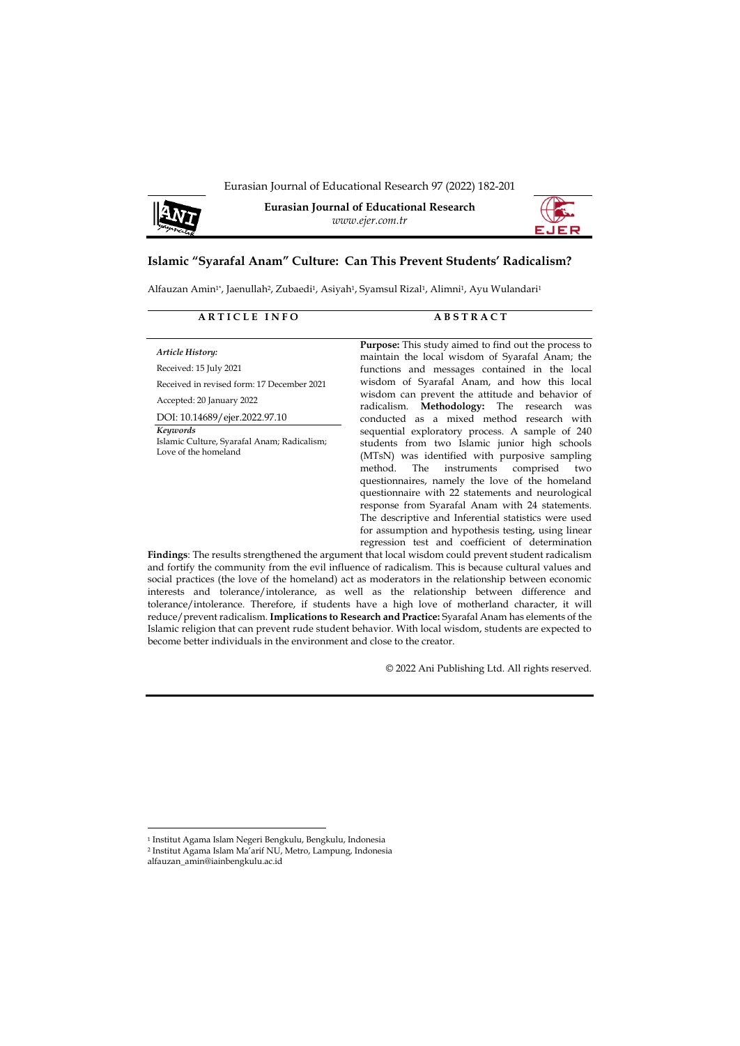**Eurasian Journal of Educational Research**

*www.ejer.com.tr*

# Islamic "Syarafal Anam" Culture: Can This Prevent Students' Radicalism?

Alfauzan Amin[1*], Jaenullah[2], Zubaedi[1], Asiyah[1], Syamsul Rizal[1], Alimni[1], Ayu Wulandari[1]

| ARTICLE INFO | ABSTRACT |
|---|---|

***Article History:***

Received: 15 July 2021

Received in revised form: 17 December 2021

Accepted: 20 January 2022

DOI: 10.14689/ejer.2022.97.10

***Keywords***

Islamic Culture, Syarafal Anam; Radicalism; Love of the homeland

**Purpose:** This study aimed to find out the process to maintain the local wisdom of Syarafal Anam; the functions and messages contained in the local wisdom of Syarafal Anam, and how this local wisdom can prevent the attitude and behavior of radicalism. **Methodology:** The research was conducted as a mixed method research with sequential exploratory process. A sample of 240 students from two Islamic junior high schools (MTsN) was identified with purposive sampling method. The instruments comprised two questionnaires, namely the love of the homeland questionnaire with 22 statements and neurological response from Syarafal Anam with 24 statements. The descriptive and Inferential statistics were used for assumption and hypothesis testing, using linear regression test and coefficient of determination **Findings**: The results strengthened the argument that local wisdom could prevent student radicalism and fortify the community from the evil influence of radicalism. This is because cultural values and social practices (the love of the homeland) act as moderators in the relationship between economic interests and tolerance/intolerance, as well as the relationship between difference and tolerance/intolerance. Therefore, if students have a high love of motherland character, it will reduce/prevent radicalism. **Implications to Research and Practice:** Syarafal Anam has elements of the Islamic religion that can prevent rude student behavior. With local wisdom, students are expected to become better individuals in the environment and close to the creator.

© 2022 Ani Publishing Ltd. All rights reserved.

---

[1] Institut Agama Islam Negeri Bengkulu, Bengkulu, Indonesia

[2] Institut Agama Islam Ma'arif NU, Metro, Lampung, Indonesia

alfauzan_amin@iainbengkulu.ac.id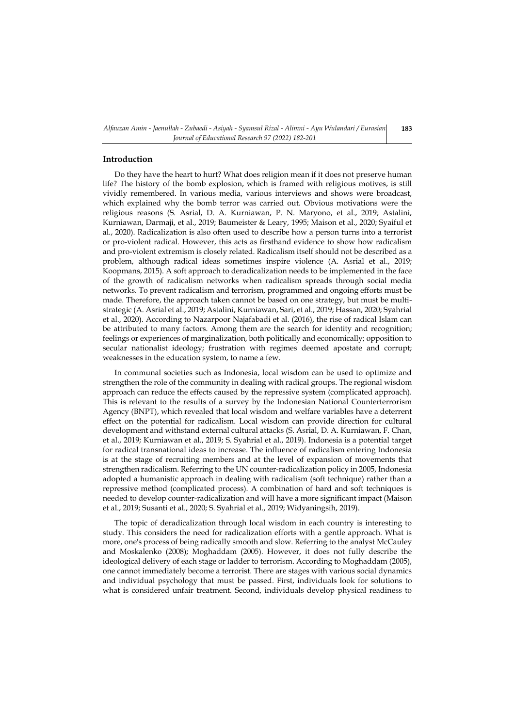## Introduction

Do they have the heart to hurt? What does religion mean if it does not preserve human life? The history of the bomb explosion, which is framed with religious motives, is still vividly remembered. In various media, various interviews and shows were broadcast, which explained why the bomb terror was carried out. Obvious motivations were the religious reasons (S. Asrial, D. A. Kurniawan, P. N. Maryono, et al., 2019; Astalini, Kurniawan, Darmaji, et al., 2019; Baumeister & Leary, 1995; Maison et al., 2020; Syaiful et al., 2020). Radicalization is also often used to describe how a person turns into a terrorist or pro-violent radical. However, this acts as firsthand evidence to show how radicalism and pro-violent extremism is closely related. Radicalism itself should not be described as a problem, although radical ideas sometimes inspire violence (A. Asrial et al., 2019; Koopmans, 2015). A soft approach to deradicalization needs to be implemented in the face of the growth of radicalism networks when radicalism spreads through social media networks. To prevent radicalism and terrorism, programmed and ongoing efforts must be made. Therefore, the approach taken cannot be based on one strategy, but must be multi-strategic (A. Asrial et al., 2019; Astalini, Kurniawan, Sari, et al., 2019; Hassan, 2020; Syahrial et al., 2020). According to Nazarpoor Najafabadi et al. (2016), the rise of radical Islam can be attributed to many factors. Among them are the search for identity and recognition; feelings or experiences of marginalization, both politically and economically; opposition to secular nationalist ideology; frustration with regimes deemed apostate and corrupt; weaknesses in the education system, to name a few.

In communal societies such as Indonesia, local wisdom can be used to optimize and strengthen the role of the community in dealing with radical groups. The regional wisdom approach can reduce the effects caused by the repressive system (complicated approach). This is relevant to the results of a survey by the Indonesian National Counterterrorism Agency (BNPT), which revealed that local wisdom and welfare variables have a deterrent effect on the potential for radicalism. Local wisdom can provide direction for cultural development and withstand external cultural attacks (S. Asrial, D. A. Kurniawan, F. Chan, et al., 2019; Kurniawan et al., 2019; S. Syahrial et al., 2019). Indonesia is a potential target for radical transnational ideas to increase. The influence of radicalism entering Indonesia is at the stage of recruiting members and at the level of expansion of movements that strengthen radicalism. Referring to the UN counter-radicalization policy in 2005, Indonesia adopted a humanistic approach in dealing with radicalism (soft technique) rather than a repressive method (complicated process). A combination of hard and soft techniques is needed to develop counter-radicalization and will have a more significant impact (Maison et al., 2019; Susanti et al., 2020; S. Syahrial et al., 2019; Widyaningsih, 2019).

The topic of deradicalization through local wisdom in each country is interesting to study. This considers the need for radicalization efforts with a gentle approach. What is more, one's process of being radically smooth and slow. Referring to the analyst McCauley and Moskalenko (2008); Moghaddam (2005). However, it does not fully describe the ideological delivery of each stage or ladder to terrorism. According to Moghaddam (2005), one cannot immediately become a terrorist. There are stages with various social dynamics and individual psychology that must be passed. First, individuals look for solutions to what is considered unfair treatment. Second, individuals develop physical readiness to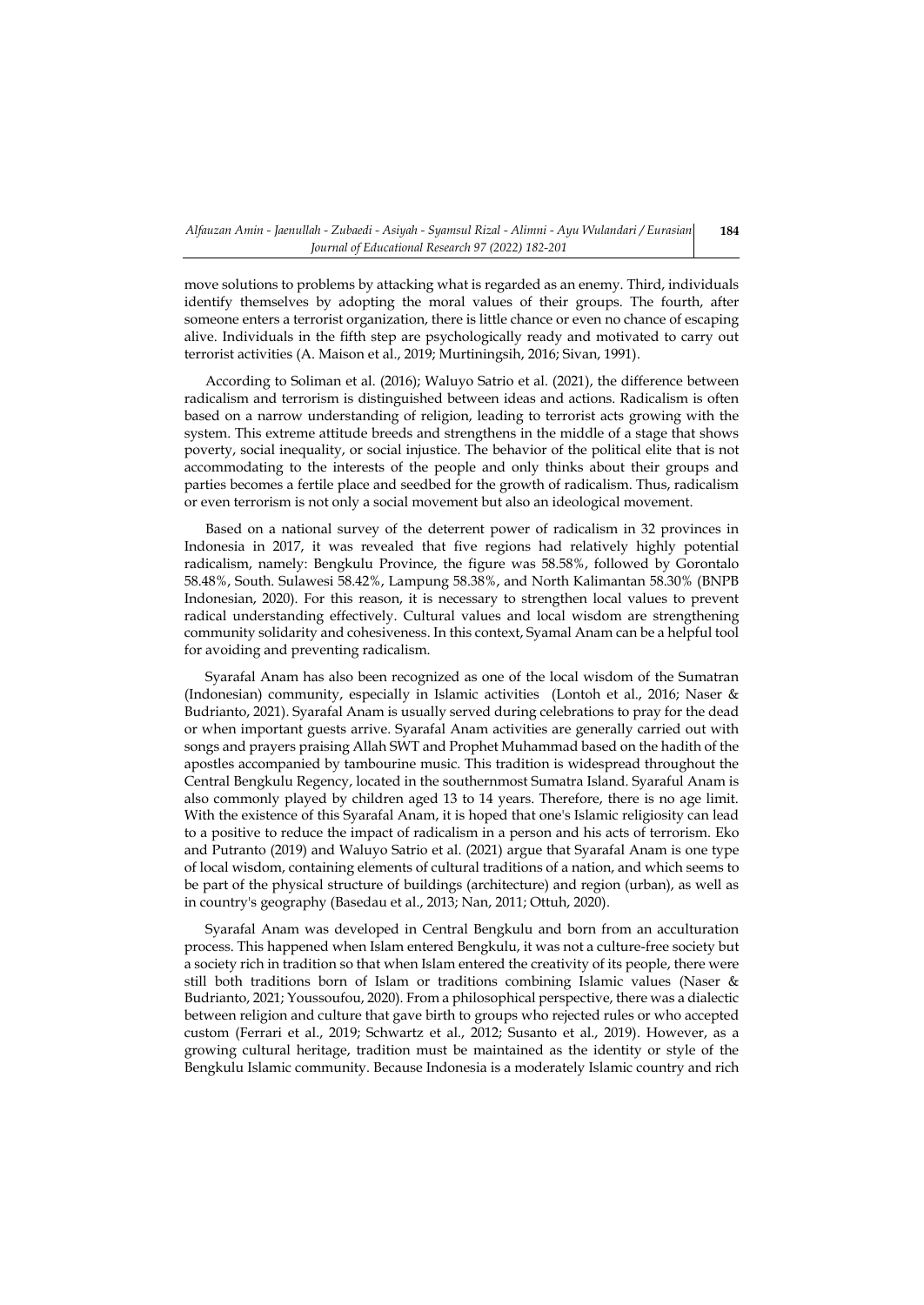move solutions to problems by attacking what is regarded as an enemy. Third, individuals identify themselves by adopting the moral values of their groups. The fourth, after someone enters a terrorist organization, there is little chance or even no chance of escaping alive. Individuals in the fifth step are psychologically ready and motivated to carry out terrorist activities (A. Maison et al., 2019; Murtiningsih, 2016; Sivan, 1991).

According to Soliman et al. (2016); Waluyo Satrio et al. (2021), the difference between radicalism and terrorism is distinguished between ideas and actions. Radicalism is often based on a narrow understanding of religion, leading to terrorist acts growing with the system. This extreme attitude breeds and strengthens in the middle of a stage that shows poverty, social inequality, or social injustice. The behavior of the political elite that is not accommodating to the interests of the people and only thinks about their groups and parties becomes a fertile place and seedbed for the growth of radicalism. Thus, radicalism or even terrorism is not only a social movement but also an ideological movement.

Based on a national survey of the deterrent power of radicalism in 32 provinces in Indonesia in 2017, it was revealed that five regions had relatively highly potential radicalism, namely: Bengkulu Province, the figure was 58.58%, followed by Gorontalo 58.48%, South. Sulawesi 58.42%, Lampung 58.38%, and North Kalimantan 58.30% (BNPB Indonesian, 2020). For this reason, it is necessary to strengthen local values to prevent radical understanding effectively. Cultural values and local wisdom are strengthening community solidarity and cohesiveness. In this context, Syamal Anam can be a helpful tool for avoiding and preventing radicalism.

Syarafal Anam has also been recognized as one of the local wisdom of the Sumatran (Indonesian) community, especially in Islamic activities (Lontoh et al., 2016; Naser & Budrianto, 2021). Syarafal Anam is usually served during celebrations to pray for the dead or when important guests arrive. Syarafal Anam activities are generally carried out with songs and prayers praising Allah SWT and Prophet Muhammad based on the hadith of the apostles accompanied by tambourine music. This tradition is widespread throughout the Central Bengkulu Regency, located in the southernmost Sumatra Island. Syaraful Anam is also commonly played by children aged 13 to 14 years. Therefore, there is no age limit. With the existence of this Syarafal Anam, it is hoped that one's Islamic religiosity can lead to a positive to reduce the impact of radicalism in a person and his acts of terrorism. Eko and Putranto (2019) and Waluyo Satrio et al. (2021) argue that Syarafal Anam is one type of local wisdom, containing elements of cultural traditions of a nation, and which seems to be part of the physical structure of buildings (architecture) and region (urban), as well as in country's geography (Basedau et al., 2013; Nan, 2011; Ottuh, 2020).

Syarafal Anam was developed in Central Bengkulu and born from an acculturation process. This happened when Islam entered Bengkulu, it was not a culture-free society but a society rich in tradition so that when Islam entered the creativity of its people, there were still both traditions born of Islam or traditions combining Islamic values (Naser & Budrianto, 2021; Youssoufou, 2020). From a philosophical perspective, there was a dialectic between religion and culture that gave birth to groups who rejected rules or who accepted custom (Ferrari et al., 2019; Schwartz et al., 2012; Susanto et al., 2019). However, as a growing cultural heritage, tradition must be maintained as the identity or style of the Bengkulu Islamic community. Because Indonesia is a moderately Islamic country and rich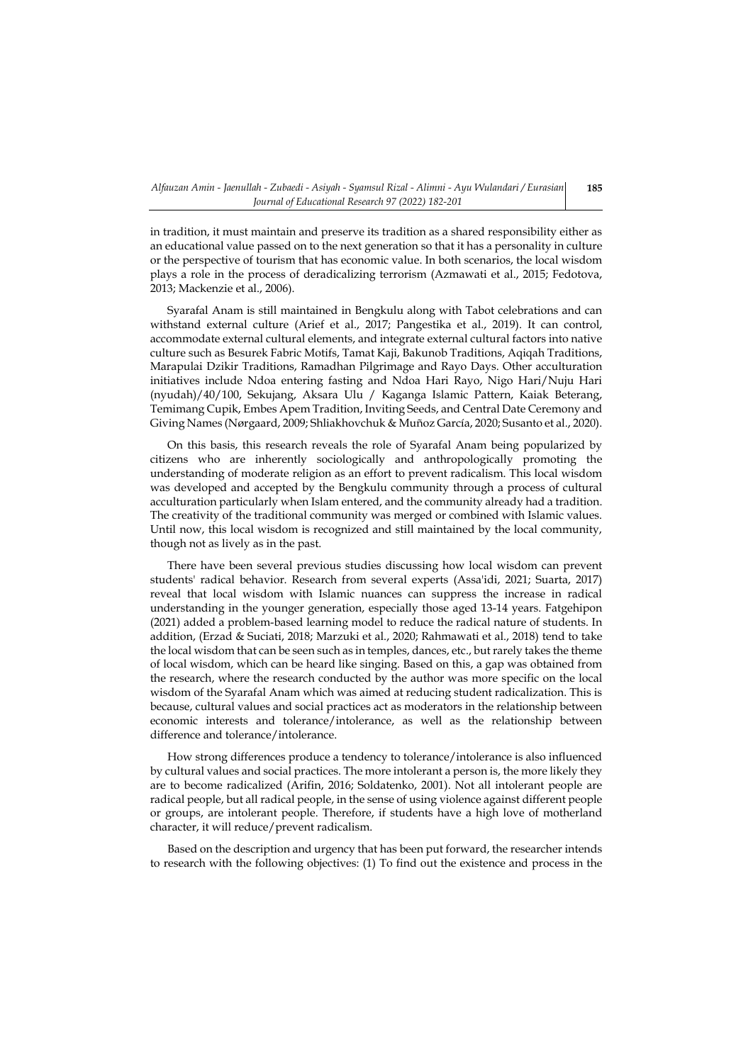in tradition, it must maintain and preserve its tradition as a shared responsibility either as an educational value passed on to the next generation so that it has a personality in culture or the perspective of tourism that has economic value. In both scenarios, the local wisdom plays a role in the process of deradicalizing terrorism (Azmawati et al., 2015; Fedotova, 2013; Mackenzie et al., 2006).

Syarafal Anam is still maintained in Bengkulu along with Tabot celebrations and can withstand external culture (Arief et al., 2017; Pangestika et al., 2019). It can control, accommodate external cultural elements, and integrate external cultural factors into native culture such as Besurek Fabric Motifs, Tamat Kaji, Bakunob Traditions, Aqiqah Traditions, Marapulai Dzikir Traditions, Ramadhan Pilgrimage and Rayo Days. Other acculturation initiatives include Ndoa entering fasting and Ndoa Hari Rayo, Nigo Hari/Nuju Hari (nyudah)/40/100, Sekujang, Aksara Ulu / Kaganga Islamic Pattern, Kaiak Beterang, Temimang Cupik, Embes Apem Tradition, Inviting Seeds, and Central Date Ceremony and Giving Names (Nørgaard, 2009; Shliakhovchuk & Muñoz García, 2020; Susanto et al., 2020).

On this basis, this research reveals the role of Syarafal Anam being popularized by citizens who are inherently sociologically and anthropologically promoting the understanding of moderate religion as an effort to prevent radicalism. This local wisdom was developed and accepted by the Bengkulu community through a process of cultural acculturation particularly when Islam entered, and the community already had a tradition. The creativity of the traditional community was merged or combined with Islamic values. Until now, this local wisdom is recognized and still maintained by the local community, though not as lively as in the past.

There have been several previous studies discussing how local wisdom can prevent students' radical behavior. Research from several experts (Assa'idi, 2021; Suarta, 2017) reveal that local wisdom with Islamic nuances can suppress the increase in radical understanding in the younger generation, especially those aged 13-14 years. Fatgehipon (2021) added a problem-based learning model to reduce the radical nature of students. In addition, (Erzad & Suciati, 2018; Marzuki et al., 2020; Rahmawati et al., 2018) tend to take the local wisdom that can be seen such as in temples, dances, etc., but rarely takes the theme of local wisdom, which can be heard like singing. Based on this, a gap was obtained from the research, where the research conducted by the author was more specific on the local wisdom of the Syarafal Anam which was aimed at reducing student radicalization. This is because, cultural values and social practices act as moderators in the relationship between economic interests and tolerance/intolerance, as well as the relationship between difference and tolerance/intolerance.

How strong differences produce a tendency to tolerance/intolerance is also influenced by cultural values and social practices. The more intolerant a person is, the more likely they are to become radicalized (Arifin, 2016; Soldatenko, 2001). Not all intolerant people are radical people, but all radical people, in the sense of using violence against different people or groups, are intolerant people. Therefore, if students have a high love of motherland character, it will reduce/prevent radicalism.

Based on the description and urgency that has been put forward, the researcher intends to research with the following objectives: (1) To find out the existence and process in the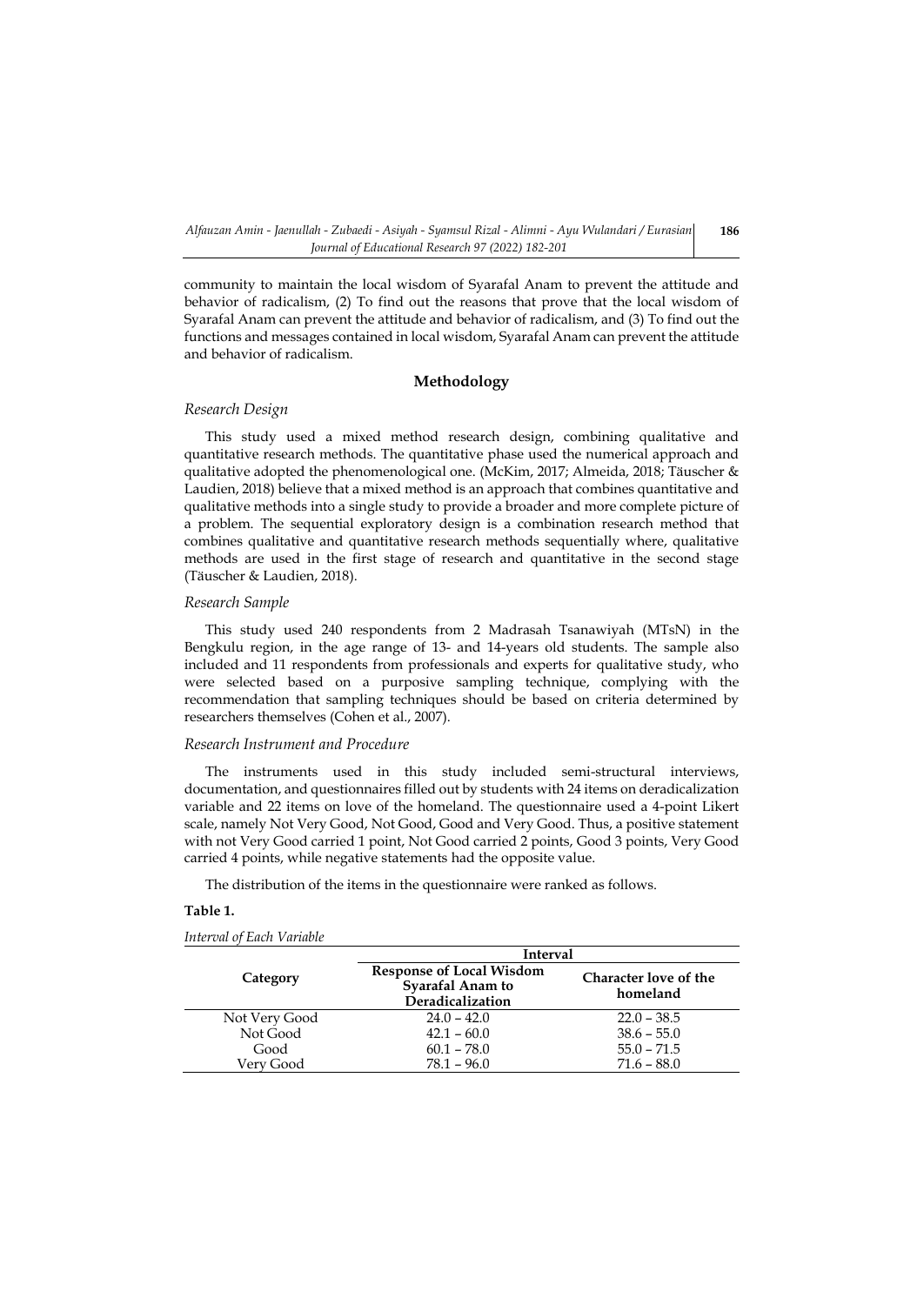community to maintain the local wisdom of Syarafal Anam to prevent the attitude and behavior of radicalism, (2) To find out the reasons that prove that the local wisdom of Syarafal Anam can prevent the attitude and behavior of radicalism, and (3) To find out the functions and messages contained in local wisdom, Syarafal Anam can prevent the attitude and behavior of radicalism.

## Methodology

### *Research Design*

This study used a mixed method research design, combining qualitative and quantitative research methods. The quantitative phase used the numerical approach and qualitative adopted the phenomenological one. (McKim, 2017; Almeida, 2018; Täuscher & Laudien, 2018) believe that a mixed method is an approach that combines quantitative and qualitative methods into a single study to provide a broader and more complete picture of a problem. The sequential exploratory design is a combination research method that combines qualitative and quantitative research methods sequentially where, qualitative methods are used in the first stage of research and quantitative in the second stage (Täuscher & Laudien, 2018).

### *Research Sample*

This study used 240 respondents from 2 Madrasah Tsanawiyah (MTsN) in the Bengkulu region, in the age range of 13- and 14-years old students. The sample also included and 11 respondents from professionals and experts for qualitative study, who were selected based on a purposive sampling technique, complying with the recommendation that sampling techniques should be based on criteria determined by researchers themselves (Cohen et al., 2007).

### *Research Instrument and Procedure*

The instruments used in this study included semi-structural interviews, documentation, and questionnaires filled out by students with 24 items on deradicalization variable and 22 items on love of the homeland. The questionnaire used a 4-point Likert scale, namely Not Very Good, Not Good, Good and Very Good. Thus, a positive statement with not Very Good carried 1 point, Not Good carried 2 points, Good 3 points, Very Good carried 4 points, while negative statements had the opposite value.

The distribution of the items in the questionnaire were ranked as follows.

**Table 1.**

*Interval of Each Variable*

| Category | Interval | |
|---|---|---|
| | **Response of Local Wisdom Syarafal Anam to Deradicalization** | **Character love of the homeland** |
| Not Very Good | 24.0 – 42.0 | 22.0 – 38.5 |
| Not Good | 42.1 – 60.0 | 38.6 – 55.0 |
| Good | 60.1 – 78.0 | 55.0 – 71.5 |
| Very Good | 78.1 – 96.0 | 71.6 – 88.0 |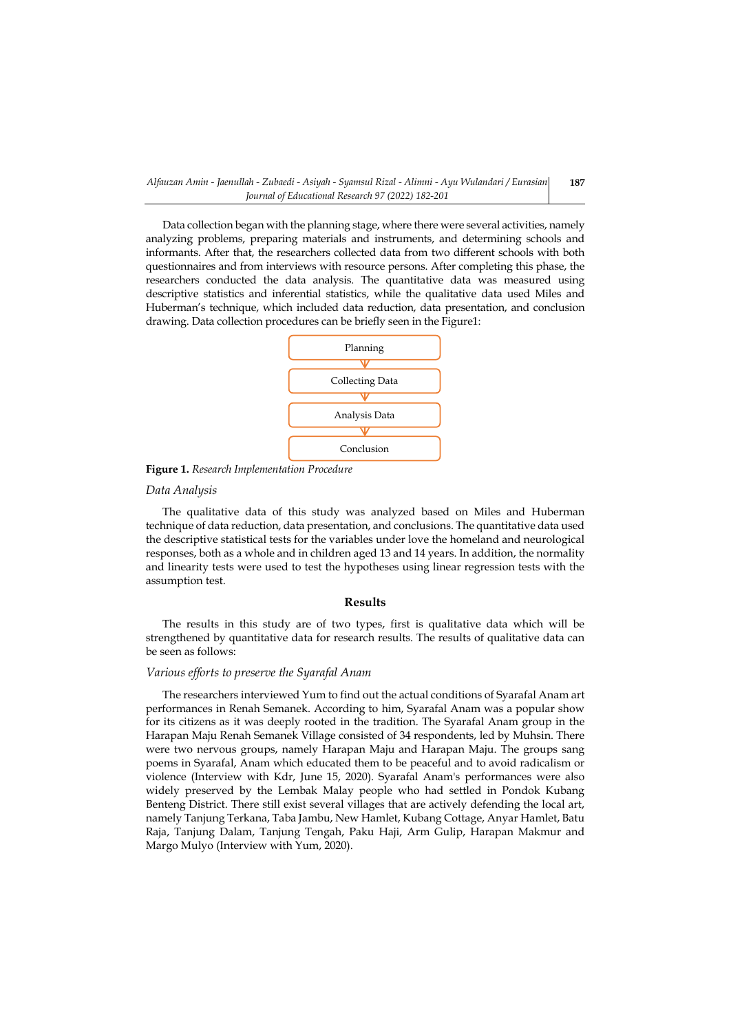Data collection began with the planning stage, where there were several activities, namely analyzing problems, preparing materials and instruments, and determining schools and informants. After that, the researchers collected data from two different schools with both questionnaires and from interviews with resource persons. After completing this phase, the researchers conducted the data analysis. The quantitative data was measured using descriptive statistics and inferential statistics, while the qualitative data used Miles and Huberman's technique, which included data reduction, data presentation, and conclusion drawing. Data collection procedures can be briefly seen in the Figure1:

Planning

Collecting Data

Analysis Data

Conclusion

**Figure 1.** *Research Implementation Procedure*

### *Data Analysis*

The qualitative data of this study was analyzed based on Miles and Huberman technique of data reduction, data presentation, and conclusions. The quantitative data used the descriptive statistical tests for the variables under love the homeland and neurological responses, both as a whole and in children aged 13 and 14 years. In addition, the normality and linearity tests were used to test the hypotheses using linear regression tests with the assumption test.

## Results

The results in this study are of two types, first is qualitative data which will be strengthened by quantitative data for research results. The results of qualitative data can be seen as follows:

### *Various efforts to preserve the Syarafal Anam*

The researchers interviewed Yum to find out the actual conditions of Syarafal Anam art performances in Renah Semanek. According to him, Syarafal Anam was a popular show for its citizens as it was deeply rooted in the tradition. The Syarafal Anam group in the Harapan Maju Renah Semanek Village consisted of 34 respondents, led by Muhsin. There were two nervous groups, namely Harapan Maju and Harapan Maju. The groups sang poems in Syarafal, Anam which educated them to be peaceful and to avoid radicalism or violence (Interview with Kdr, June 15, 2020). Syarafal Anam's performances were also widely preserved by the Lembak Malay people who had settled in Pondok Kubang Benteng District. There still exist several villages that are actively defending the local art, namely Tanjung Terkana, Taba Jambu, New Hamlet, Kubang Cottage, Anyar Hamlet, Batu Raja, Tanjung Dalam, Tanjung Tengah, Paku Haji, Arm Gulip, Harapan Makmur and Margo Mulyo (Interview with Yum, 2020).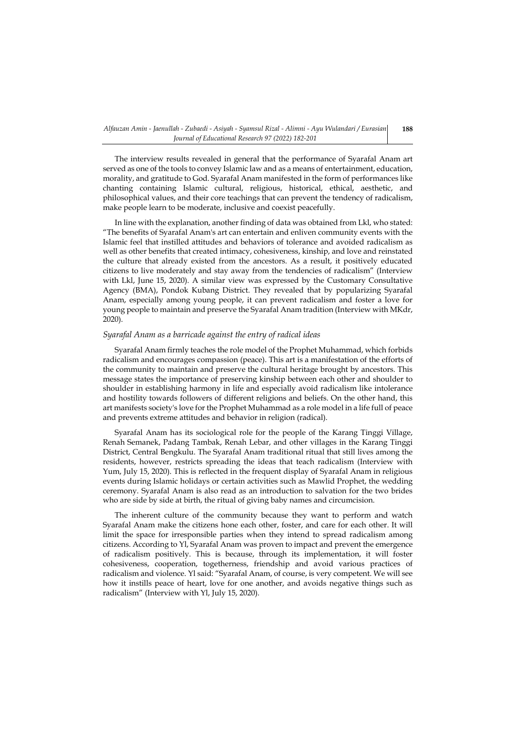The interview results revealed in general that the performance of Syarafal Anam art served as one of the tools to convey Islamic law and as a means of entertainment, education, morality, and gratitude to God. Syarafal Anam manifested in the form of performances like chanting containing Islamic cultural, religious, historical, ethical, aesthetic, and philosophical values, and their core teachings that can prevent the tendency of radicalism, make people learn to be moderate, inclusive and coexist peacefully.

In line with the explanation, another finding of data was obtained from Lkl, who stated: "The benefits of Syarafal Anam's art can entertain and enliven community events with the Islamic feel that instilled attitudes and behaviors of tolerance and avoided radicalism as well as other benefits that created intimacy, cohesiveness, kinship, and love and reinstated the culture that already existed from the ancestors. As a result, it positively educated citizens to live moderately and stay away from the tendencies of radicalism" (Interview with Lkl, June 15, 2020). A similar view was expressed by the Customary Consultative Agency (BMA), Pondok Kubang District. They revealed that by popularizing Syarafal Anam, especially among young people, it can prevent radicalism and foster a love for young people to maintain and preserve the Syarafal Anam tradition (Interview with MKdr, 2020).

*Syarafal Anam as a barricade against the entry of radical ideas*

Syarafal Anam firmly teaches the role model of the Prophet Muhammad, which forbids radicalism and encourages compassion (peace). This art is a manifestation of the efforts of the community to maintain and preserve the cultural heritage brought by ancestors. This message states the importance of preserving kinship between each other and shoulder to shoulder in establishing harmony in life and especially avoid radicalism like intolerance and hostility towards followers of different religions and beliefs. On the other hand, this art manifests society's love for the Prophet Muhammad as a role model in a life full of peace and prevents extreme attitudes and behavior in religion (radical).

Syarafal Anam has its sociological role for the people of the Karang Tinggi Village, Renah Semanek, Padang Tambak, Renah Lebar, and other villages in the Karang Tinggi District, Central Bengkulu. The Syarafal Anam traditional ritual that still lives among the residents, however, restricts spreading the ideas that teach radicalism (Interview with Yum, July 15, 2020). This is reflected in the frequent display of Syarafal Anam in religious events during Islamic holidays or certain activities such as Mawlid Prophet, the wedding ceremony. Syarafal Anam is also read as an introduction to salvation for the two brides who are side by side at birth, the ritual of giving baby names and circumcision.

The inherent culture of the community because they want to perform and watch Syarafal Anam make the citizens hone each other, foster, and care for each other. It will limit the space for irresponsible parties when they intend to spread radicalism among citizens. According to Yl, Syarafal Anam was proven to impact and prevent the emergence of radicalism positively. This is because, through its implementation, it will foster cohesiveness, cooperation, togetherness, friendship and avoid various practices of radicalism and violence. Yl said: "Syarafal Anam, of course, is very competent. We will see how it instills peace of heart, love for one another, and avoids negative things such as radicalism" (Interview with Yl, July 15, 2020).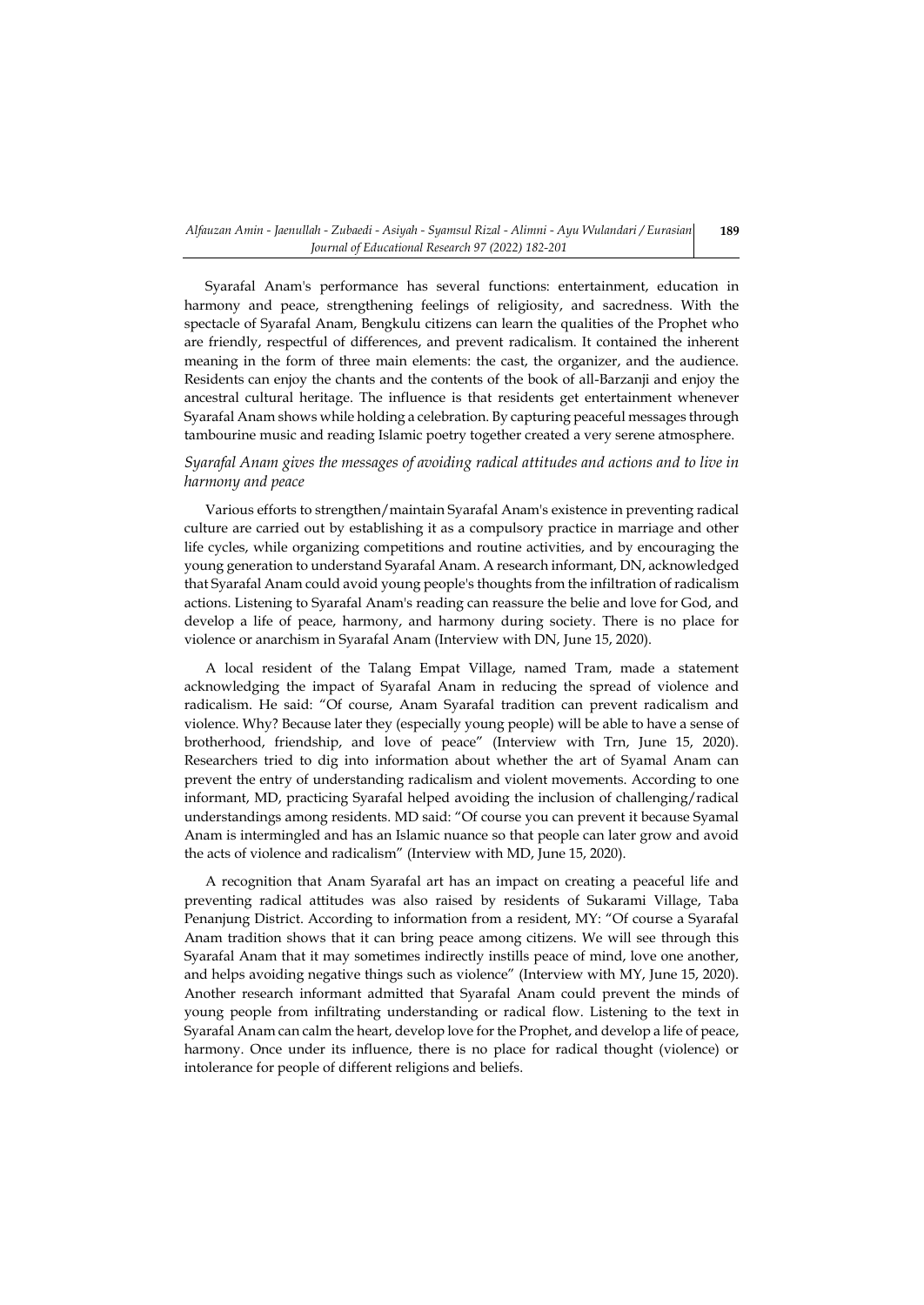Syarafal Anam's performance has several functions: entertainment, education in harmony and peace, strengthening feelings of religiosity, and sacredness. With the spectacle of Syarafal Anam, Bengkulu citizens can learn the qualities of the Prophet who are friendly, respectful of differences, and prevent radicalism. It contained the inherent meaning in the form of three main elements: the cast, the organizer, and the audience. Residents can enjoy the chants and the contents of the book of all-Barzanji and enjoy the ancestral cultural heritage. The influence is that residents get entertainment whenever Syarafal Anam shows while holding a celebration. By capturing peaceful messages through tambourine music and reading Islamic poetry together created a very serene atmosphere.

*Syarafal Anam gives the messages of avoiding radical attitudes and actions and to live in harmony and peace*

Various efforts to strengthen/maintain Syarafal Anam's existence in preventing radical culture are carried out by establishing it as a compulsory practice in marriage and other life cycles, while organizing competitions and routine activities, and by encouraging the young generation to understand Syarafal Anam. A research informant, DN, acknowledged that Syarafal Anam could avoid young people's thoughts from the infiltration of radicalism actions. Listening to Syarafal Anam's reading can reassure the belie and love for God, and develop a life of peace, harmony, and harmony during society. There is no place for violence or anarchism in Syarafal Anam (Interview with DN, June 15, 2020).

A local resident of the Talang Empat Village, named Tram, made a statement acknowledging the impact of Syarafal Anam in reducing the spread of violence and radicalism. He said: "Of course, Anam Syarafal tradition can prevent radicalism and violence. Why? Because later they (especially young people) will be able to have a sense of brotherhood, friendship, and love of peace" (Interview with Trn, June 15, 2020). Researchers tried to dig into information about whether the art of Syamal Anam can prevent the entry of understanding radicalism and violent movements. According to one informant, MD, practicing Syarafal helped avoiding the inclusion of challenging/radical understandings among residents. MD said: "Of course you can prevent it because Syamal Anam is intermingled and has an Islamic nuance so that people can later grow and avoid the acts of violence and radicalism" (Interview with MD, June 15, 2020).

A recognition that Anam Syarafal art has an impact on creating a peaceful life and preventing radical attitudes was also raised by residents of Sukarami Village, Taba Penanjung District. According to information from a resident, MY: "Of course a Syarafal Anam tradition shows that it can bring peace among citizens. We will see through this Syarafal Anam that it may sometimes indirectly instills peace of mind, love one another, and helps avoiding negative things such as violence" (Interview with MY, June 15, 2020). Another research informant admitted that Syarafal Anam could prevent the minds of young people from infiltrating understanding or radical flow. Listening to the text in Syarafal Anam can calm the heart, develop love for the Prophet, and develop a life of peace, harmony. Once under its influence, there is no place for radical thought (violence) or intolerance for people of different religions and beliefs.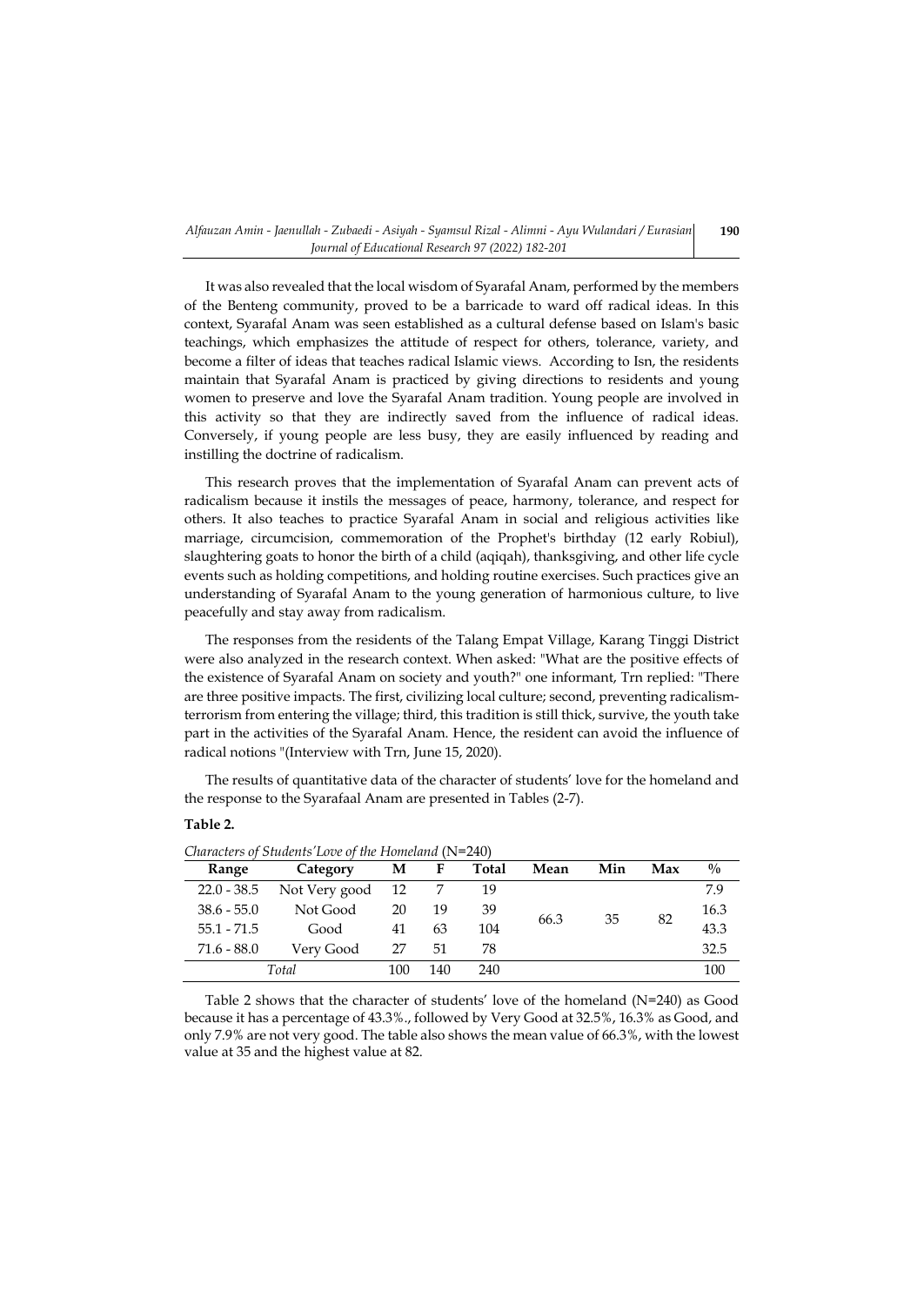It was also revealed that the local wisdom of Syarafal Anam, performed by the members of the Benteng community, proved to be a barricade to ward off radical ideas. In this context, Syarafal Anam was seen established as a cultural defense based on Islam's basic teachings, which emphasizes the attitude of respect for others, tolerance, variety, and become a filter of ideas that teaches radical Islamic views. According to Isn, the residents maintain that Syarafal Anam is practiced by giving directions to residents and young women to preserve and love the Syarafal Anam tradition. Young people are involved in this activity so that they are indirectly saved from the influence of radical ideas. Conversely, if young people are less busy, they are easily influenced by reading and instilling the doctrine of radicalism.

This research proves that the implementation of Syarafal Anam can prevent acts of radicalism because it instils the messages of peace, harmony, tolerance, and respect for others. It also teaches to practice Syarafal Anam in social and religious activities like marriage, circumcision, commemoration of the Prophet's birthday (12 early Robiul), slaughtering goats to honor the birth of a child (aqiqah), thanksgiving, and other life cycle events such as holding competitions, and holding routine exercises. Such practices give an understanding of Syarafal Anam to the young generation of harmonious culture, to live peacefully and stay away from radicalism.

The responses from the residents of the Talang Empat Village, Karang Tinggi District were also analyzed in the research context. When asked: "What are the positive effects of the existence of Syarafal Anam on society and youth?" one informant, Trn replied: "There are three positive impacts. The first, civilizing local culture; second, preventing radicalism-terrorism from entering the village; third, this tradition is still thick, survive, the youth take part in the activities of the Syarafal Anam. Hence, the resident can avoid the influence of radical notions "(Interview with Trn, June 15, 2020).

The results of quantitative data of the character of students' love for the homeland and the response to the Syarafaal Anam are presented in Tables (2-7).

**Table 2.**

*Characters of Students'Love of the Homeland* (N=240)

| Range | Category | M | F | Total | Mean | Min | Max | % |
|---|---|---|---|---|---|---|---|---|
| 22.0 - 38.5 | Not Very good | 12 | 7 | 19 | 66.3 | 35 | 82 | 7.9 |
| 38.6 - 55.0 | Not Good | 20 | 19 | 39 | | | | 16.3 |
| 55.1 - 71.5 | Good | 41 | 63 | 104 | | | | 43.3 |
| 71.6 - 88.0 | Very Good | 27 | 51 | 78 | | | | 32.5 |
| *Total* | | 100 | 140 | 240 | | | | 100 |

Table 2 shows that the character of students' love of the homeland (N=240) as Good because it has a percentage of 43.3%., followed by Very Good at 32.5%, 16.3% as Good, and only 7.9% are not very good. The table also shows the mean value of 66.3%, with the lowest value at 35 and the highest value at 82.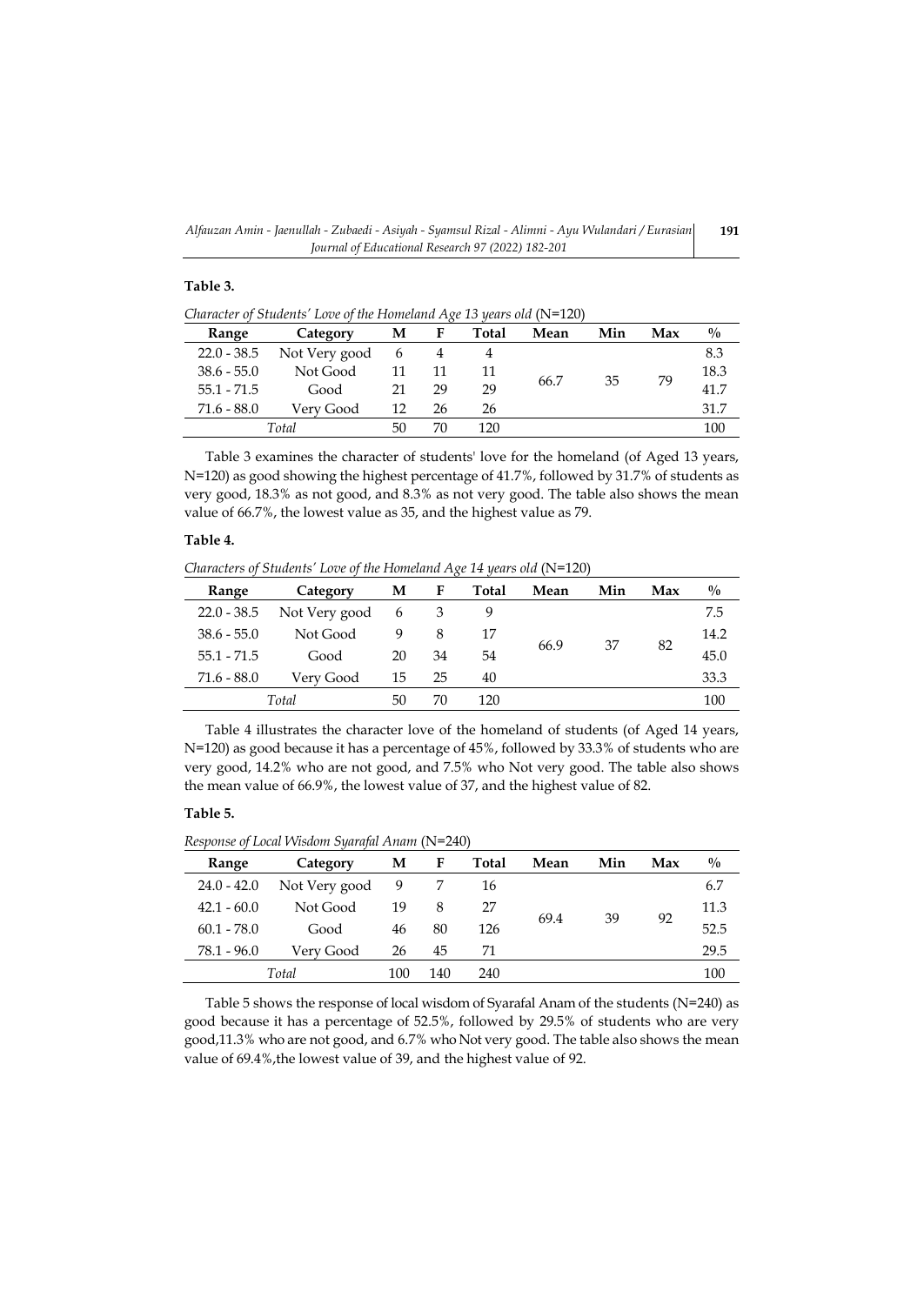**Table 3.**

*Character of Students' Love of the Homeland Age 13 years old* (N=120)

| Range | Category | M | F | Total | Mean | Min | Max | % |
|---|---|---|---|---|---|---|---|---|
| 22.0 - 38.5 | Not Very good | 6 | 4 | 4 | 66.7 | 35 | 79 | 8.3 |
| 38.6 - 55.0 | Not Good | 11 | 11 | 11 | | | | 18.3 |
| 55.1 - 71.5 | Good | 21 | 29 | 29 | | | | 41.7 |
| 71.6 - 88.0 | Very Good | 12 | 26 | 26 | | | | 31.7 |
| *Total* | | 50 | 70 | 120 | | | | 100 |

Table 3 examines the character of students' love for the homeland (of Aged 13 years, N=120) as good showing the highest percentage of 41.7%, followed by 31.7% of students as very good, 18.3% as not good, and 8.3% as not very good. The table also shows the mean value of 66.7%, the lowest value as 35, and the highest value as 79.

**Table 4.**

*Characters of Students' Love of the Homeland Age 14 years old* (N=120)

| Range | Category | M | F | Total | Mean | Min | Max | % |
|---|---|---|---|---|---|---|---|---|
| 22.0 - 38.5 | Not Very good | 6 | 3 | 9 | 66.9 | 37 | 82 | 7.5 |
| 38.6 - 55.0 | Not Good | 9 | 8 | 17 | | | | 14.2 |
| 55.1 - 71.5 | Good | 20 | 34 | 54 | | | | 45.0 |
| 71.6 - 88.0 | Very Good | 15 | 25 | 40 | | | | 33.3 |
| *Total* | | 50 | 70 | 120 | | | | 100 |

Table 4 illustrates the character love of the homeland of students (of Aged 14 years, N=120) as good because it has a percentage of 45%, followed by 33.3% of students who are very good, 14.2% who are not good, and 7.5% who Not very good. The table also shows the mean value of 66.9%, the lowest value of 37, and the highest value of 82.

**Table 5.**

*Response of Local Wisdom Syarafal Anam* (N=240)

| Range | Category | M | F | Total | Mean | Min | Max | % |
|---|---|---|---|---|---|---|---|---|
| 24.0 - 42.0 | Not Very good | 9 | 7 | 16 | 69.4 | 39 | 92 | 6.7 |
| 42.1 - 60.0 | Not Good | 19 | 8 | 27 | | | | 11.3 |
| 60.1 - 78.0 | Good | 46 | 80 | 126 | | | | 52.5 |
| 78.1 - 96.0 | Very Good | 26 | 45 | 71 | | | | 29.5 |
| *Total* | | 100 | 140 | 240 | | | | 100 |

Table 5 shows the response of local wisdom of Syarafal Anam of the students (N=240) as good because it has a percentage of 52.5%, followed by 29.5% of students who are very good,11.3% who are not good, and 6.7% who Not very good. The table also shows the mean value of 69.4%,the lowest value of 39, and the highest value of 92.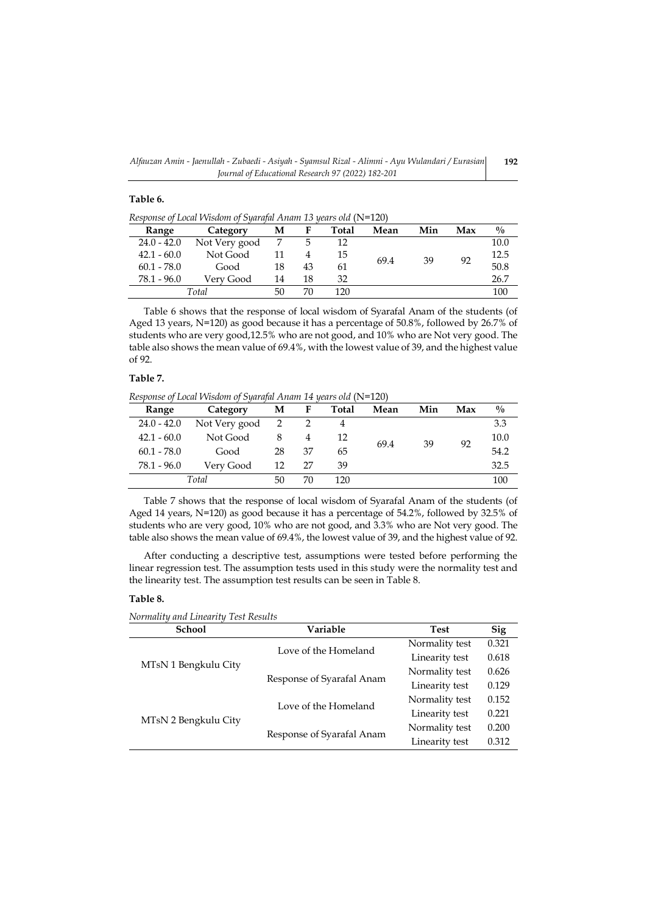**Table 6.**

*Response of Local Wisdom of Syarafal Anam 13 years old* (N=120)

| Range | Category | M | F | Total | Mean | Min | Max | % |
|---|---|---|---|---|---|---|---|---|
| 24.0 - 42.0 | Not Very good | 7 | 5 | 12 | 69.4 | 39 | 92 | 10.0 |
| 42.1 - 60.0 | Not Good | 11 | 4 | 15 | | | | 12.5 |
| 60.1 - 78.0 | Good | 18 | 43 | 61 | | | | 50.8 |
| 78.1 - 96.0 | Very Good | 14 | 18 | 32 | | | | 26.7 |
| *Total* | | 50 | 70 | 120 | | | | 100 |

Table 6 shows that the response of local wisdom of Syarafal Anam of the students (of Aged 13 years, N=120) as good because it has a percentage of 50.8%, followed by 26.7% of students who are very good,12.5% who are not good, and 10% who are Not very good. The table also shows the mean value of 69.4%, with the lowest value of 39, and the highest value of 92.

**Table 7.**

*Response of Local Wisdom of Syarafal Anam 14 years old* (N=120)

| Range | Category | M | F | Total | Mean | Min | Max | % |
|---|---|---|---|---|---|---|---|---|
| 24.0 - 42.0 | Not Very good | 2 | 2 | 4 | 69.4 | 39 | 92 | 3.3 |
| 42.1 - 60.0 | Not Good | 8 | 4 | 12 | | | | 10.0 |
| 60.1 - 78.0 | Good | 28 | 37 | 65 | | | | 54.2 |
| 78.1 - 96.0 | Very Good | 12 | 27 | 39 | | | | 32.5 |
| *Total* | | 50 | 70 | 120 | | | | 100 |

Table 7 shows that the response of local wisdom of Syarafal Anam of the students (of Aged 14 years, N=120) as good because it has a percentage of 54.2%, followed by 32.5% of students who are very good, 10% who are not good, and 3.3% who are Not very good. The table also shows the mean value of 69.4%, the lowest value of 39, and the highest value of 92.

After conducting a descriptive test, assumptions were tested before performing the linear regression test. The assumption tests used in this study were the normality test and the linearity test. The assumption test results can be seen in Table 8.

**Table 8.**

*Normality and Linearity Test Results*

| School | Variable | Test | Sig |
|---|---|---|---|
| MTsN 1 Bengkulu City | Love of the Homeland | Normality test | 0.321 |
| | | Linearity test | 0.618 |
| | Response of Syarafal Anam | Normality test | 0.626 |
| | | Linearity test | 0.129 |
| MTsN 2 Bengkulu City | Love of the Homeland | Normality test | 0.152 |
| | | Linearity test | 0.221 |
| | Response of Syarafal Anam | Normality test | 0.200 |
| | | Linearity test | 0.312 |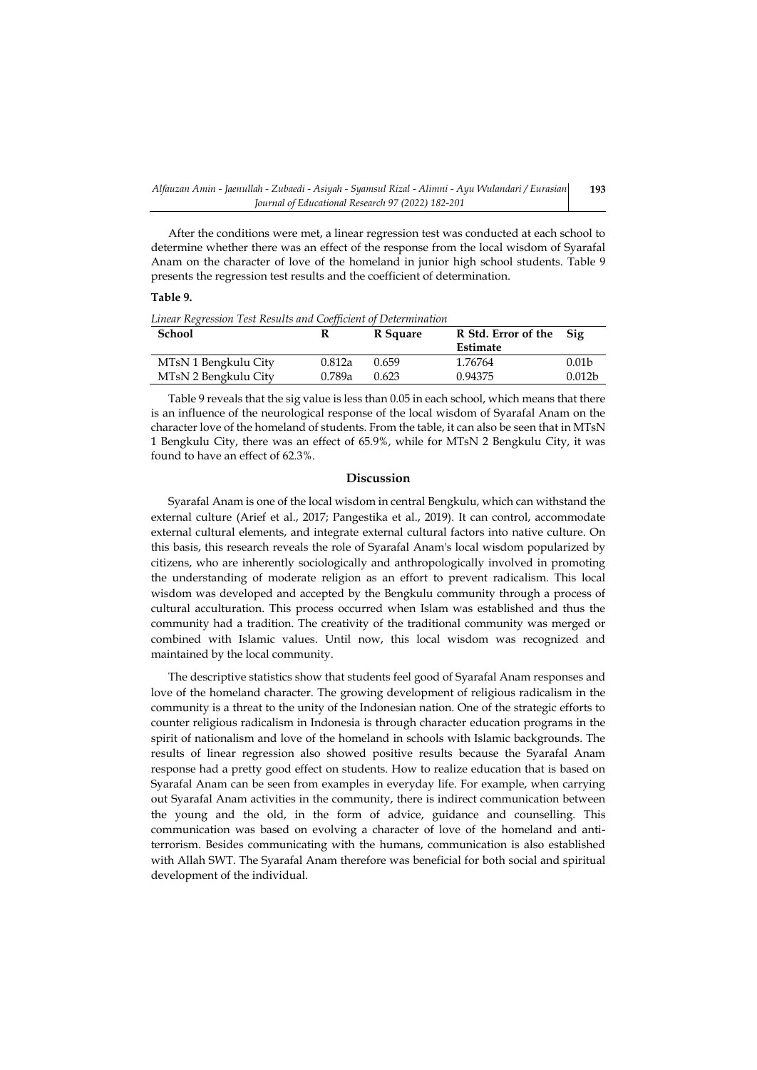After the conditions were met, a linear regression test was conducted at each school to determine whether there was an effect of the response from the local wisdom of Syarafal Anam on the character of love of the homeland in junior high school students. Table 9 presents the regression test results and the coefficient of determination.

**Table 9.**

*Linear Regression Test Results and Coefficient of Determination*

| School | R | R Square | R Std. Error of the Estimate | Sig |
|---|---|---|---|---|
| MTsN 1 Bengkulu City | 0.812a | 0.659 | 1.76764 | 0.01b |
| MTsN 2 Bengkulu City | 0.789a | 0.623 | 0.94375 | 0.012b |

Table 9 reveals that the sig value is less than 0.05 in each school, which means that there is an influence of the neurological response of the local wisdom of Syarafal Anam on the character love of the homeland of students. From the table, it can also be seen that in MTsN 1 Bengkulu City, there was an effect of 65.9%, while for MTsN 2 Bengkulu City, it was found to have an effect of 62.3%.

## Discussion

Syarafal Anam is one of the local wisdom in central Bengkulu, which can withstand the external culture (Arief et al., 2017; Pangestika et al., 2019). It can control, accommodate external cultural elements, and integrate external cultural factors into native culture. On this basis, this research reveals the role of Syarafal Anam's local wisdom popularized by citizens, who are inherently sociologically and anthropologically involved in promoting the understanding of moderate religion as an effort to prevent radicalism. This local wisdom was developed and accepted by the Bengkulu community through a process of cultural acculturation. This process occurred when Islam was established and thus the community had a tradition. The creativity of the traditional community was merged or combined with Islamic values. Until now, this local wisdom was recognized and maintained by the local community.

The descriptive statistics show that students feel good of Syarafal Anam responses and love of the homeland character. The growing development of religious radicalism in the community is a threat to the unity of the Indonesian nation. One of the strategic efforts to counter religious radicalism in Indonesia is through character education programs in the spirit of nationalism and love of the homeland in schools with Islamic backgrounds. The results of linear regression also showed positive results because the Syarafal Anam response had a pretty good effect on students. How to realize education that is based on Syarafal Anam can be seen from examples in everyday life. For example, when carrying out Syarafal Anam activities in the community, there is indirect communication between the young and the old, in the form of advice, guidance and counselling. This communication was based on evolving a character of love of the homeland and anti-terrorism. Besides communicating with the humans, communication is also established with Allah SWT. The Syarafal Anam therefore was beneficial for both social and spiritual development of the individual.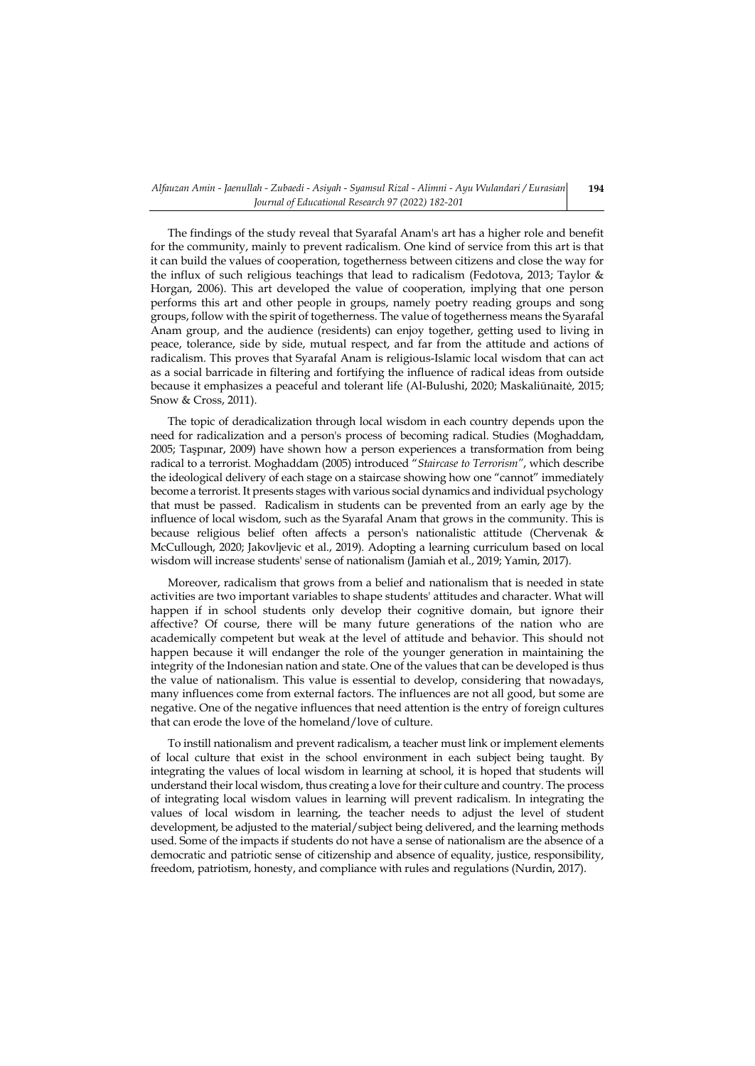The findings of the study reveal that Syarafal Anam's art has a higher role and benefit for the community, mainly to prevent radicalism. One kind of service from this art is that it can build the values of cooperation, togetherness between citizens and close the way for the influx of such religious teachings that lead to radicalism (Fedotova, 2013; Taylor & Horgan, 2006). This art developed the value of cooperation, implying that one person performs this art and other people in groups, namely poetry reading groups and song groups, follow with the spirit of togetherness. The value of togetherness means the Syarafal Anam group, and the audience (residents) can enjoy together, getting used to living in peace, tolerance, side by side, mutual respect, and far from the attitude and actions of radicalism. This proves that Syarafal Anam is religious-Islamic local wisdom that can act as a social barricade in filtering and fortifying the influence of radical ideas from outside because it emphasizes a peaceful and tolerant life (Al-Bulushi, 2020; Maskaliūnaitė, 2015; Snow & Cross, 2011).

The topic of deradicalization through local wisdom in each country depends upon the need for radicalization and a person's process of becoming radical. Studies (Moghaddam, 2005; Taşpınar, 2009) have shown how a person experiences a transformation from being radical to a terrorist. Moghaddam (2005) introduced "*Staircase to Terrorism*", which describe the ideological delivery of each stage on a staircase showing how one "cannot" immediately become a terrorist. It presents stages with various social dynamics and individual psychology that must be passed. Radicalism in students can be prevented from an early age by the influence of local wisdom, such as the Syarafal Anam that grows in the community. This is because religious belief often affects a person's nationalistic attitude (Chervenak & McCullough, 2020; Jakovljevic et al., 2019). Adopting a learning curriculum based on local wisdom will increase students' sense of nationalism (Jamiah et al., 2019; Yamin, 2017).

Moreover, radicalism that grows from a belief and nationalism that is needed in state activities are two important variables to shape students' attitudes and character. What will happen if in school students only develop their cognitive domain, but ignore their affective? Of course, there will be many future generations of the nation who are academically competent but weak at the level of attitude and behavior. This should not happen because it will endanger the role of the younger generation in maintaining the integrity of the Indonesian nation and state. One of the values that can be developed is thus the value of nationalism. This value is essential to develop, considering that nowadays, many influences come from external factors. The influences are not all good, but some are negative. One of the negative influences that need attention is the entry of foreign cultures that can erode the love of the homeland/love of culture.

To instill nationalism and prevent radicalism, a teacher must link or implement elements of local culture that exist in the school environment in each subject being taught. By integrating the values of local wisdom in learning at school, it is hoped that students will understand their local wisdom, thus creating a love for their culture and country. The process of integrating local wisdom values in learning will prevent radicalism. In integrating the values of local wisdom in learning, the teacher needs to adjust the level of student development, be adjusted to the material/subject being delivered, and the learning methods used. Some of the impacts if students do not have a sense of nationalism are the absence of a democratic and patriotic sense of citizenship and absence of equality, justice, responsibility, freedom, patriotism, honesty, and compliance with rules and regulations (Nurdin, 2017).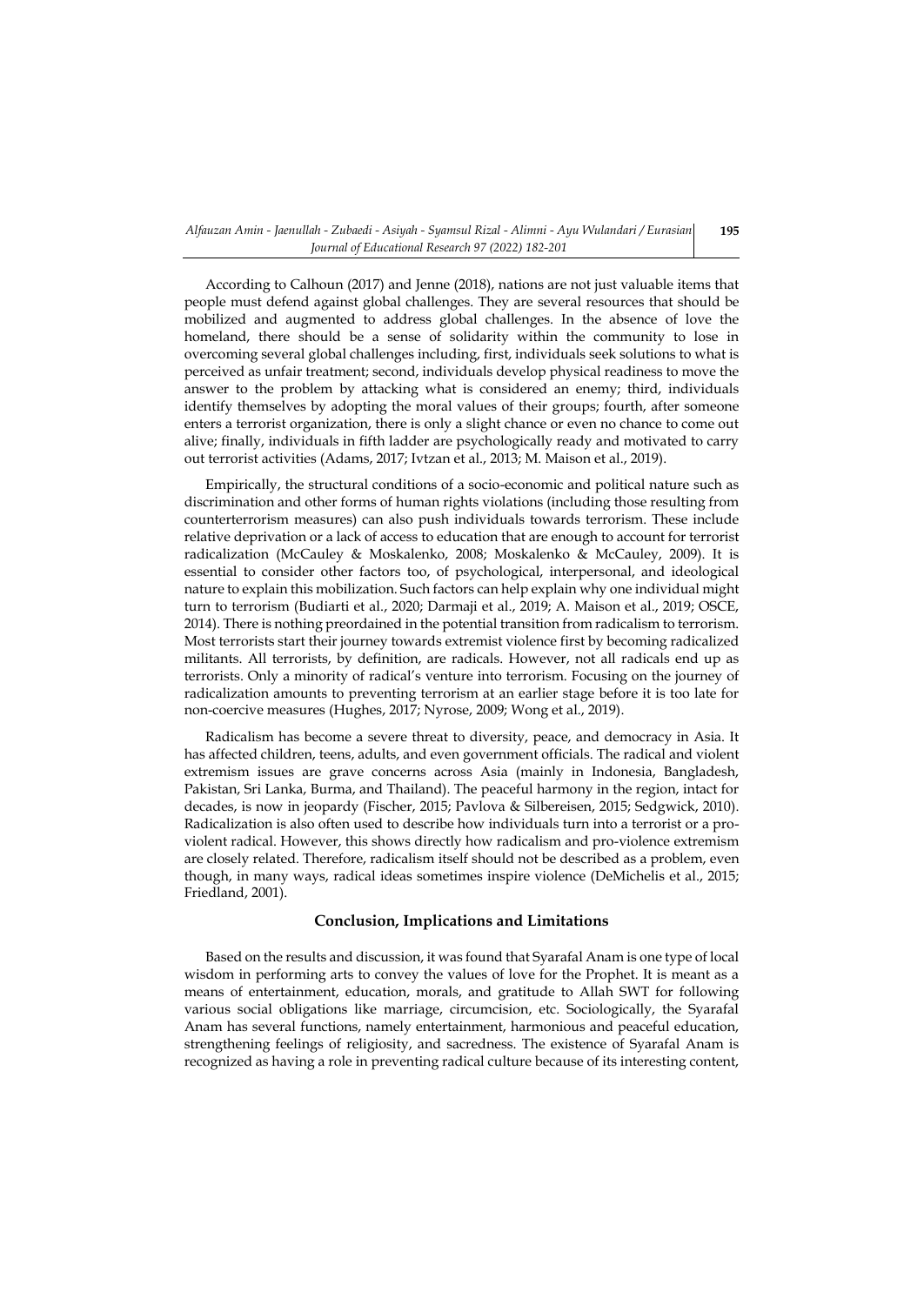According to Calhoun (2017) and Jenne (2018), nations are not just valuable items that people must defend against global challenges. They are several resources that should be mobilized and augmented to address global challenges. In the absence of love the homeland, there should be a sense of solidarity within the community to lose in overcoming several global challenges including, first, individuals seek solutions to what is perceived as unfair treatment; second, individuals develop physical readiness to move the answer to the problem by attacking what is considered an enemy; third, individuals identify themselves by adopting the moral values of their groups; fourth, after someone enters a terrorist organization, there is only a slight chance or even no chance to come out alive; finally, individuals in fifth ladder are psychologically ready and motivated to carry out terrorist activities (Adams, 2017; Ivtzan et al., 2013; M. Maison et al., 2019).

Empirically, the structural conditions of a socio-economic and political nature such as discrimination and other forms of human rights violations (including those resulting from counterterrorism measures) can also push individuals towards terrorism. These include relative deprivation or a lack of access to education that are enough to account for terrorist radicalization (McCauley & Moskalenko, 2008; Moskalenko & McCauley, 2009). It is essential to consider other factors too, of psychological, interpersonal, and ideological nature to explain this mobilization. Such factors can help explain why one individual might turn to terrorism (Budiarti et al., 2020; Darmaji et al., 2019; A. Maison et al., 2019; OSCE, 2014). There is nothing preordained in the potential transition from radicalism to terrorism. Most terrorists start their journey towards extremist violence first by becoming radicalized militants. All terrorists, by definition, are radicals. However, not all radicals end up as terrorists. Only a minority of radical's venture into terrorism. Focusing on the journey of radicalization amounts to preventing terrorism at an earlier stage before it is too late for non-coercive measures (Hughes, 2017; Nyrose, 2009; Wong et al., 2019).

Radicalism has become a severe threat to diversity, peace, and democracy in Asia. It has affected children, teens, adults, and even government officials. The radical and violent extremism issues are grave concerns across Asia (mainly in Indonesia, Bangladesh, Pakistan, Sri Lanka, Burma, and Thailand). The peaceful harmony in the region, intact for decades, is now in jeopardy (Fischer, 2015; Pavlova & Silbereisen, 2015; Sedgwick, 2010). Radicalization is also often used to describe how individuals turn into a terrorist or a pro-violent radical. However, this shows directly how radicalism and pro-violence extremism are closely related. Therefore, radicalism itself should not be described as a problem, even though, in many ways, radical ideas sometimes inspire violence (DeMichelis et al., 2015; Friedland, 2001).

## Conclusion, Implications and Limitations

Based on the results and discussion, it was found that Syarafal Anam is one type of local wisdom in performing arts to convey the values of love for the Prophet. It is meant as a means of entertainment, education, morals, and gratitude to Allah SWT for following various social obligations like marriage, circumcision, etc. Sociologically, the Syarafal Anam has several functions, namely entertainment, harmonious and peaceful education, strengthening feelings of religiosity, and sacredness. The existence of Syarafal Anam is recognized as having a role in preventing radical culture because of its interesting content,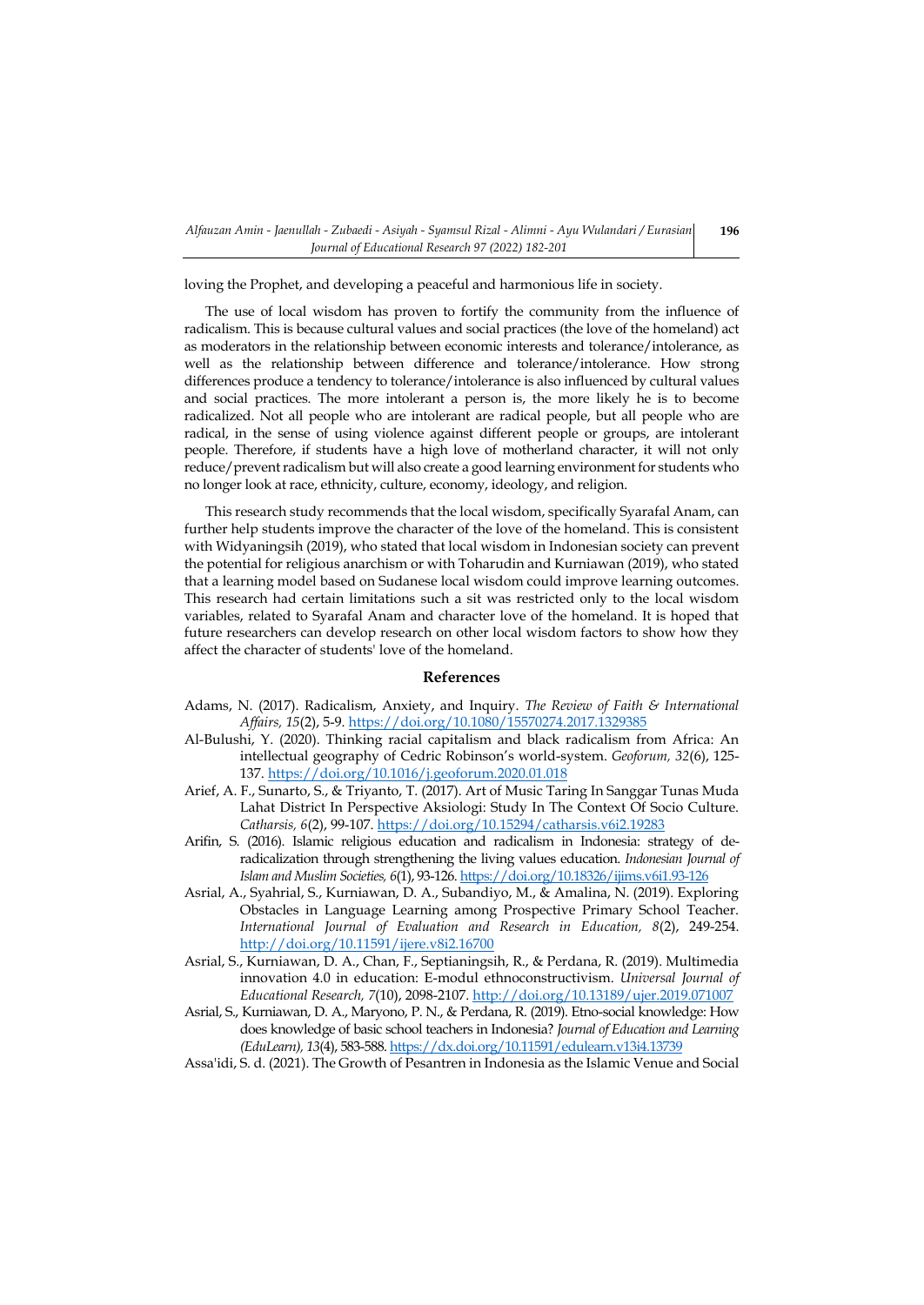loving the Prophet, and developing a peaceful and harmonious life in society.

The use of local wisdom has proven to fortify the community from the influence of radicalism. This is because cultural values and social practices (the love of the homeland) act as moderators in the relationship between economic interests and tolerance/intolerance, as well as the relationship between difference and tolerance/intolerance. How strong differences produce a tendency to tolerance/intolerance is also influenced by cultural values and social practices. The more intolerant a person is, the more likely he is to become radicalized. Not all people who are intolerant are radical people, but all people who are radical, in the sense of using violence against different people or groups, are intolerant people. Therefore, if students have a high love of motherland character, it will not only reduce/prevent radicalism but will also create a good learning environment for students who no longer look at race, ethnicity, culture, economy, ideology, and religion.

This research study recommends that the local wisdom, specifically Syarafal Anam, can further help students improve the character of the love of the homeland. This is consistent with Widyaningsih (2019), who stated that local wisdom in Indonesian society can prevent the potential for religious anarchism or with Toharudin and Kurniawan (2019), who stated that a learning model based on Sudanese local wisdom could improve learning outcomes. This research had certain limitations such a sit was restricted only to the local wisdom variables, related to Syarafal Anam and character love of the homeland. It is hoped that future researchers can develop research on other local wisdom factors to show how they affect the character of students' love of the homeland.

## References

Adams, N. (2017). Radicalism, Anxiety, and Inquiry. *The Review of Faith & International Affairs, 15*(2), 5-9. https://doi.org/10.1080/15570274.2017.1329385

Al-Bulushi, Y. (2020). Thinking racial capitalism and black radicalism from Africa: An intellectual geography of Cedric Robinson's world-system. *Geoforum, 32*(6), 125-137. https://doi.org/10.1016/j.geoforum.2020.01.018

Arief, A. F., Sunarto, S., & Triyanto, T. (2017). Art of Music Taring In Sanggar Tunas Muda Lahat District In Perspective Aksiologi: Study In The Context Of Socio Culture. *Catharsis, 6*(2), 99-107. https://doi.org/10.15294/catharsis.v6i2.19283

Arifin, S. (2016). Islamic religious education and radicalism in Indonesia: strategy of de-radicalization through strengthening the living values education. *Indonesian Journal of Islam and Muslim Societies, 6*(1), 93-126. https://doi.org/10.18326/ijims.v6i1.93-126

Asrial, A., Syahrial, S., Kurniawan, D. A., Subandiyo, M., & Amalina, N. (2019). Exploring Obstacles in Language Learning among Prospective Primary School Teacher. *International Journal of Evaluation and Research in Education, 8*(2), 249-254. http://doi.org/10.11591/ijere.v8i2.16700

Asrial, S., Kurniawan, D. A., Chan, F., Septianingsih, R., & Perdana, R. (2019). Multimedia innovation 4.0 in education: E-modul ethnoconstructivism. *Universal Journal of Educational Research, 7*(10), 2098-2107. http://doi.org/10.13189/ujer.2019.071007

Asrial, S., Kurniawan, D. A., Maryono, P. N., & Perdana, R. (2019). Etno-social knowledge: How does knowledge of basic school teachers in Indonesia? *Journal of Education and Learning (EduLearn), 13*(4), 583-588. https://dx.doi.org/10.11591/edulearn.v13i4.13739

Assa'idi, S. d. (2021). The Growth of Pesantren in Indonesia as the Islamic Venue and Social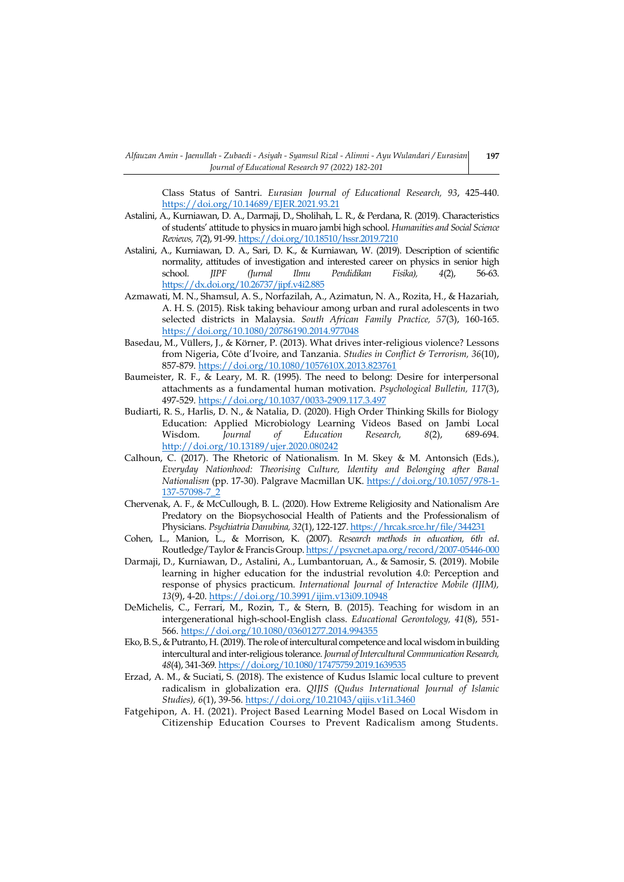Class Status of Santri. *Eurasian Journal of Educational Research, 93*, 425-440. https://doi.org/10.14689/EJER.2021.93.21

Astalini, A., Kurniawan, D. A., Darmaji, D., Sholihah, L. R., & Perdana, R. (2019). Characteristics of students' attitude to physics in muaro jambi high school. *Humanities and Social Science Reviews, 7*(2), 91-99. https://doi.org/10.18510/hssr.2019.7210

Astalini, A., Kurniawan, D. A., Sari, D. K., & Kurniawan, W. (2019). Description of scientific normality, attitudes of investigation and interested career on physics in senior high school. *JIPF (Jurnal Ilmu Pendidikan Fisika), 4*(2), 56-63. https://dx.doi.org/10.26737/jipf.v4i2.885

Azmawati, M. N., Shamsul, A. S., Norfazilah, A., Azimatun, N. A., Rozita, H., & Hazariah, A. H. S. (2015). Risk taking behaviour among urban and rural adolescents in two selected districts in Malaysia. *South African Family Practice, 57*(3), 160-165. https://doi.org/10.1080/20786190.2014.977048

Basedau, M., Vüllers, J., & Körner, P. (2013). What drives inter-religious violence? Lessons from Nigeria, Côte d'Ivoire, and Tanzania. *Studies in Conflict & Terrorism, 36*(10), 857-879. https://doi.org/10.1080/1057610X.2013.823761

Baumeister, R. F., & Leary, M. R. (1995). The need to belong: Desire for interpersonal attachments as a fundamental human motivation. *Psychological Bulletin, 117*(3), 497-529. https://doi.org/10.1037/0033-2909.117.3.497

Budiarti, R. S., Harlis, D. N., & Natalia, D. (2020). High Order Thinking Skills for Biology Education: Applied Microbiology Learning Videos Based on Jambi Local Wisdom. *Journal of Education Research, 8*(2), 689-694. http://doi.org/10.13189/ujer.2020.080242

Calhoun, C. (2017). The Rhetoric of Nationalism. In M. Skey & M. Antonsich (Eds.), *Everyday Nationhood: Theorising Culture, Identity and Belonging after Banal Nationalism* (pp. 17-30). Palgrave Macmillan UK. https://doi.org/10.1057/978-1-137-57098-7_2

Chervenak, A. F., & McCullough, B. L. (2020). How Extreme Religiosity and Nationalism Are Predatory on the Biopsychosocial Health of Patients and the Professionalism of Physicians. *Psychiatria Danubina, 32*(1), 122-127. https://hrcak.srce.hr/file/344231

Cohen, L., Manion, L., & Morrison, K. (2007). *Research methods in education, 6th ed*. Routledge/Taylor & Francis Group. https://psycnet.apa.org/record/2007-05446-000

Darmaji, D., Kurniawan, D., Astalini, A., Lumbantoruan, A., & Samosir, S. (2019). Mobile learning in higher education for the industrial revolution 4.0: Perception and response of physics practicum. *International Journal of Interactive Mobile (IJIM), 13*(9), 4-20. https://doi.org/10.3991/ijim.v13i09.10948

DeMichelis, C., Ferrari, M., Rozin, T., & Stern, B. (2015). Teaching for wisdom in an intergenerational high-school-English class. *Educational Gerontology, 41*(8), 551-566. https://doi.org/10.1080/03601277.2014.994355

Eko, B. S., & Putranto, H. (2019). The role of intercultural competence and local wisdom in building intercultural and inter-religious tolerance. *Journal of Intercultural Communication Research, 48*(4), 341-369. https://doi.org/10.1080/17475759.2019.1639535

Erzad, A. M., & Suciati, S. (2018). The existence of Kudus Islamic local culture to prevent radicalism in globalization era. *QIJIS (Qudus International Journal of Islamic Studies), 6*(1), 39-56. https://doi.org/10.21043/qijis.v1i1.3460

Fatgehipon, A. H. (2021). Project Based Learning Model Based on Local Wisdom in Citizenship Education Courses to Prevent Radicalism among Students.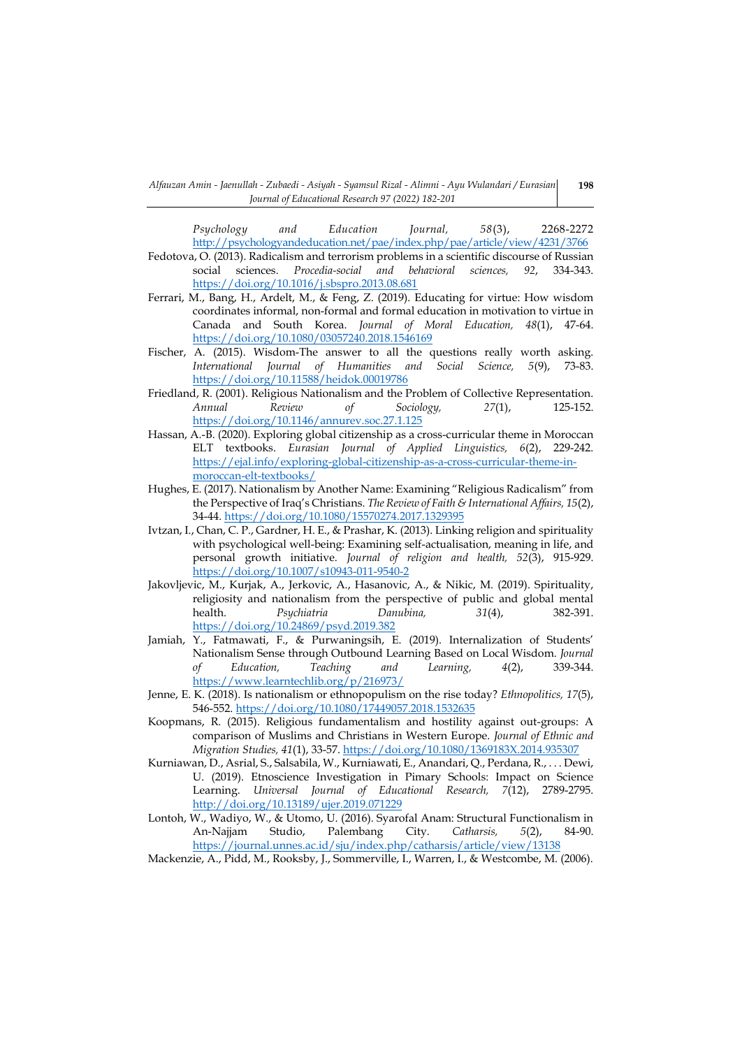*Psychology and Education Journal, 58*(3), 2268-2272 http://psychologyandeducation.net/pae/index.php/pae/article/view/4231/3766

Fedotova, O. (2013). Radicalism and terrorism problems in a scientific discourse of Russian social sciences. *Procedia-social and behavioral sciences, 92*, 334-343. https://doi.org/10.1016/j.sbspro.2013.08.681

Ferrari, M., Bang, H., Ardelt, M., & Feng, Z. (2019). Educating for virtue: How wisdom coordinates informal, non-formal and formal education in motivation to virtue in Canada and South Korea. *Journal of Moral Education, 48*(1), 47-64. https://doi.org/10.1080/03057240.2018.1546169

Fischer, A. (2015). Wisdom-The answer to all the questions really worth asking. *International Journal of Humanities and Social Science, 5*(9), 73-83. https://doi.org/10.11588/heidok.00019786

Friedland, R. (2001). Religious Nationalism and the Problem of Collective Representation. *Annual Review of Sociology, 27*(1), 125-152. https://doi.org/10.1146/annurev.soc.27.1.125

Hassan, A.-B. (2020). Exploring global citizenship as a cross-curricular theme in Moroccan ELT textbooks. *Eurasian Journal of Applied Linguistics, 6*(2), 229-242. https://ejal.info/exploring-global-citizenship-as-a-cross-curricular-theme-in-moroccan-elt-textbooks/

Hughes, E. (2017). Nationalism by Another Name: Examining "Religious Radicalism" from the Perspective of Iraq's Christians. *The Review of Faith & International Affairs, 15*(2), 34-44. https://doi.org/10.1080/15570274.2017.1329395

Ivtzan, I., Chan, C. P., Gardner, H. E., & Prashar, K. (2013). Linking religion and spirituality with psychological well-being: Examining self-actualisation, meaning in life, and personal growth initiative. *Journal of religion and health, 52*(3), 915-929. https://doi.org/10.1007/s10943-011-9540-2

Jakovljevic, M., Kurjak, A., Jerkovic, A., Hasanovic, A., & Nikic, M. (2019). Spirituality, religiosity and nationalism from the perspective of public and global mental health. *Psychiatria Danubina, 31*(4), 382-391. https://doi.org/10.24869/psyd.2019.382

Jamiah, Y., Fatmawati, F., & Purwaningsih, E. (2019). Internalization of Students' Nationalism Sense through Outbound Learning Based on Local Wisdom. *Journal of Education, Teaching and Learning, 4*(2), 339-344. https://www.learntechlib.org/p/216973/

Jenne, E. K. (2018). Is nationalism or ethnopopulism on the rise today? *Ethnopolitics, 17*(5), 546-552. https://doi.org/10.1080/17449057.2018.1532635

Koopmans, R. (2015). Religious fundamentalism and hostility against out-groups: A comparison of Muslims and Christians in Western Europe. *Journal of Ethnic and Migration Studies, 41*(1), 33-57. https://doi.org/10.1080/1369183X.2014.935307

Kurniawan, D., Asrial, S., Salsabila, W., Kurniawati, E., Anandari, Q., Perdana, R., . . . Dewi, U. (2019). Etnoscience Investigation in Pimary Schools: Impact on Science Learning. *Universal Journal of Educational Research, 7*(12), 2789-2795. http://doi.org/10.13189/ujer.2019.071229

Lontoh, W., Wadiyo, W., & Utomo, U. (2016). Syarofal Anam: Structural Functionalism in An-Najjam Studio, Palembang City. *Catharsis, 5*(2), 84-90. https://journal.unnes.ac.id/sju/index.php/catharsis/article/view/13138

Mackenzie, A., Pidd, M., Rooksby, J., Sommerville, I., Warren, I., & Westcombe, M. (2006).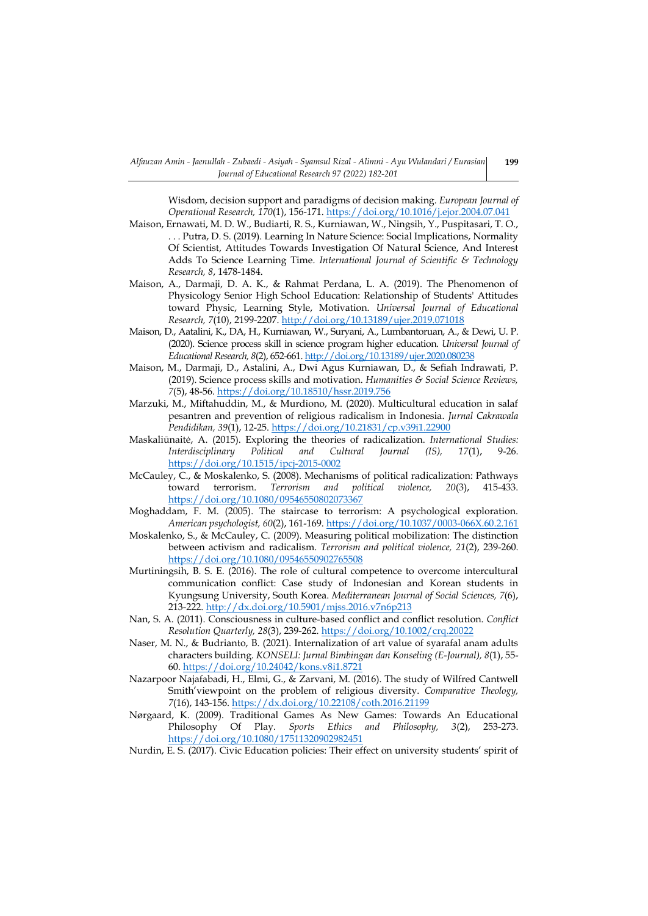Wisdom, decision support and paradigms of decision making. *European Journal of Operational Research, 170*(1), 156-171. https://doi.org/10.1016/j.ejor.2004.07.041

Maison, Ernawati, M. D. W., Budiarti, R. S., Kurniawan, W., Ningsih, Y., Puspitasari, T. O., . . . Putra, D. S. (2019). Learning In Nature Science: Social Implications, Normality Of Scientist, Attitudes Towards Investigation Of Natural Science, And Interest Adds To Science Learning Time. *International Journal of Scientific & Technology Research, 8*, 1478-1484.

Maison, A., Darmaji, D. A. K., & Rahmat Perdana, L. A. (2019). The Phenomenon of Physicology Senior High School Education: Relationship of Students' Attitudes toward Physic, Learning Style, Motivation. *Universal Journal of Educational Research, 7*(10), 2199-2207. http://doi.org/10.13189/ujer.2019.071018

Maison, D., Aatalini, K., DA, H., Kurniawan, W., Suryani, A., Lumbantoruan, A., & Dewi, U. P. (2020). Science process skill in science program higher education. *Universal Journal of Educational Research, 8*(2), 652-661. http://doi.org/10.13189/ujer.2020.080238

Maison, M., Darmaji, D., Astalini, A., Dwi Agus Kurniawan, D., & Sefiah Indrawati, P. (2019). Science process skills and motivation. *Humanities & Social Science Reviews, 7*(5), 48-56. https://doi.org/10.18510/hssr.2019.756

Marzuki, M., Miftahuddin, M., & Murdiono, M. (2020). Multicultural education in salaf pesantren and prevention of religious radicalism in Indonesia. *Jurnal Cakrawala Pendidikan, 39*(1), 12-25. https://doi.org/10.21831/cp.v39i1.22900

Maskaliūnaitė, A. (2015). Exploring the theories of radicalization. *International Studies: Interdisciplinary Political and Cultural Journal (IS), 17*(1), 9-26. https://doi.org/10.1515/ipcj-2015-0002

McCauley, C., & Moskalenko, S. (2008). Mechanisms of political radicalization: Pathways toward terrorism. *Terrorism and political violence, 20*(3), 415-433. https://doi.org/10.1080/09546550802073367

Moghaddam, F. M. (2005). The staircase to terrorism: A psychological exploration. *American psychologist, 60*(2), 161-169. https://doi.org/10.1037/0003-066X.60.2.161

Moskalenko, S., & McCauley, C. (2009). Measuring political mobilization: The distinction between activism and radicalism. *Terrorism and political violence, 21*(2), 239-260. https://doi.org/10.1080/09546550902765508

Murtiningsih, B. S. E. (2016). The role of cultural competence to overcome intercultural communication conflict: Case study of Indonesian and Korean students in Kyungsung University, South Korea. *Mediterranean Journal of Social Sciences, 7*(6), 213-222. http://dx.doi.org/10.5901/mjss.2016.v7n6p213

Nan, S. A. (2011). Consciousness in culture-based conflict and conflict resolution. *Conflict Resolution Quarterly, 28*(3), 239-262. https://doi.org/10.1002/crq.20022

Naser, M. N., & Budrianto, B. (2021). Internalization of art value of syarafal anam adults characters building. *KONSELI: Jurnal Bimbingan dan Konseling (E-Journal), 8*(1), 55-60. https://doi.org/10.24042/kons.v8i1.8721

Nazarpoor Najafabadi, H., Elmi, G., & Zarvani, M. (2016). The study of Wilfred Cantwell Smith'viewpoint on the problem of religious diversity. *Comparative Theology, 7*(16), 143-156. https://dx.doi.org/10.22108/coth.2016.21199

Nørgaard, K. (2009). Traditional Games As New Games: Towards An Educational Philosophy Of Play. *Sports Ethics and Philosophy, 3*(2), 253-273. https://doi.org/10.1080/17511320902982451

Nurdin, E. S. (2017). Civic Education policies: Their effect on university students' spirit of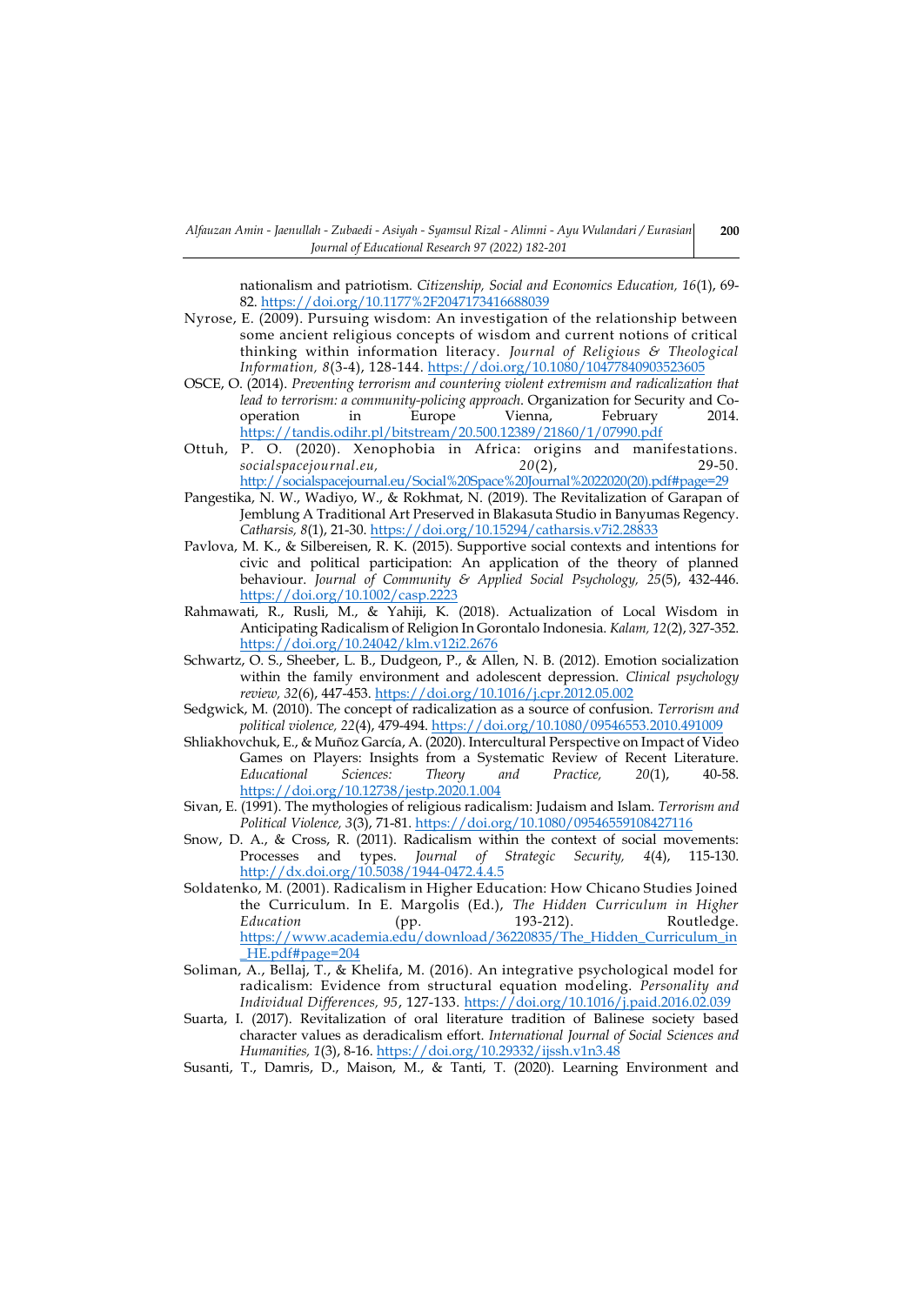nationalism and patriotism. *Citizenship, Social and Economics Education, 16*(1), 69-82. https://doi.org/10.1177%2F2047173416688039

Nyrose, E. (2009). Pursuing wisdom: An investigation of the relationship between some ancient religious concepts of wisdom and current notions of critical thinking within information literacy. *Journal of Religious & Theological Information, 8*(3-4), 128-144. https://doi.org/10.1080/10477840903523605

OSCE, O. (2014). *Preventing terrorism and countering violent extremism and radicalization that lead to terrorism: a community-policing approach*. Organization for Security and Co-operation in Europe Vienna, February 2014. https://tandis.odihr.pl/bitstream/20.500.12389/21860/1/07990.pdf

Ottuh, P. O. (2020). Xenophobia in Africa: origins and manifestations. *socialspacejournal.eu, 20*(2), 29-50. http://socialspacejournal.eu/Social%20Space%20Journal%2022020(20).pdf#page=29

Pangestika, N. W., Wadiyo, W., & Rokhmat, N. (2019). The Revitalization of Garapan of Jemblung A Traditional Art Preserved in Blakasuta Studio in Banyumas Regency. *Catharsis, 8*(1), 21-30. https://doi.org/10.15294/catharsis.v7i2.28833

Pavlova, M. K., & Silbereisen, R. K. (2015). Supportive social contexts and intentions for civic and political participation: An application of the theory of planned behaviour. *Journal of Community & Applied Social Psychology, 25*(5), 432-446. https://doi.org/10.1002/casp.2223

Rahmawati, R., Rusli, M., & Yahiji, K. (2018). Actualization of Local Wisdom in Anticipating Radicalism of Religion In Gorontalo Indonesia. *Kalam, 12*(2), 327-352. https://doi.org/10.24042/klm.v12i2.2676

Schwartz, O. S., Sheeber, L. B., Dudgeon, P., & Allen, N. B. (2012). Emotion socialization within the family environment and adolescent depression. *Clinical psychology review, 32*(6), 447-453. https://doi.org/10.1016/j.cpr.2012.05.002

Sedgwick, M. (2010). The concept of radicalization as a source of confusion. *Terrorism and political violence, 22*(4), 479-494. https://doi.org/10.1080/09546553.2010.491009

Shliakhovchuk, E., & Muñoz García, A. (2020). Intercultural Perspective on Impact of Video Games on Players: Insights from a Systematic Review of Recent Literature. *Educational Sciences: Theory and Practice, 20*(1), 40-58. https://doi.org/10.12738/jestp.2020.1.004

Sivan, E. (1991). The mythologies of religious radicalism: Judaism and Islam. *Terrorism and Political Violence, 3*(3), 71-81. https://doi.org/10.1080/09546559108427116

Snow, D. A., & Cross, R. (2011). Radicalism within the context of social movements: Processes and types. *Journal of Strategic Security, 4*(4), 115-130. http://dx.doi.org/10.5038/1944-0472.4.4.5

Soldatenko, M. (2001). Radicalism in Higher Education: How Chicano Studies Joined the Curriculum. In E. Margolis (Ed.), *The Hidden Curriculum in Higher Education* (pp. 193-212). Routledge. https://www.academia.edu/download/36220835/The_Hidden_Curriculum_in_HE.pdf#page=204

Soliman, A., Bellaj, T., & Khelifa, M. (2016). An integrative psychological model for radicalism: Evidence from structural equation modeling. *Personality and Individual Differences, 95*, 127-133. https://doi.org/10.1016/j.paid.2016.02.039

Suarta, I. (2017). Revitalization of oral literature tradition of Balinese society based character values as deradicalism effort. *International Journal of Social Sciences and Humanities, 1*(3), 8-16. https://doi.org/10.29332/ijssh.v1n3.48

Susanti, T., Damris, D., Maison, M., & Tanti, T. (2020). Learning Environment and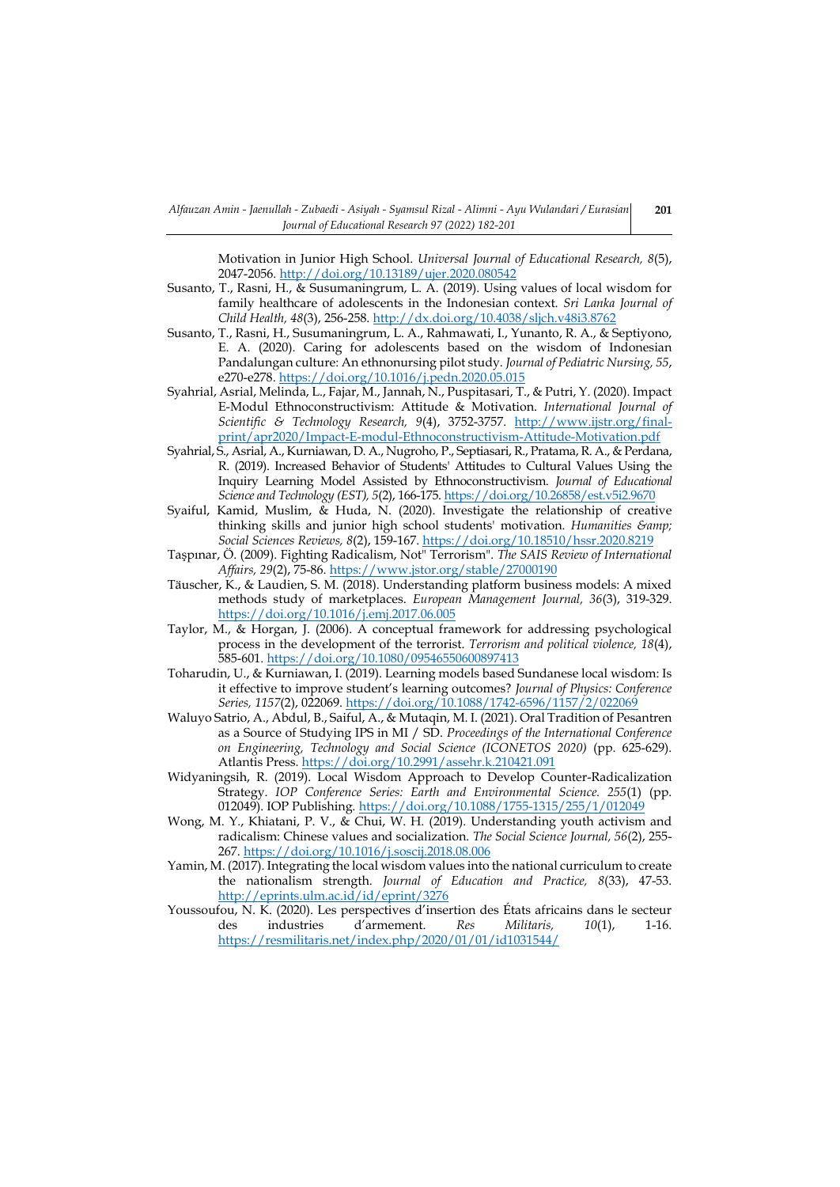Motivation in Junior High School. *Universal Journal of Educational Research, 8*(5), 2047-2056. http://doi.org/10.13189/ujer.2020.080542

Susanto, T., Rasni, H., & Susumaningrum, L. A. (2019). Using values of local wisdom for family healthcare of adolescents in the Indonesian context. *Sri Lanka Journal of Child Health, 48*(3), 256-258. http://dx.doi.org/10.4038/sljch.v48i3.8762

Susanto, T., Rasni, H., Susumaningrum, L. A., Rahmawati, I., Yunanto, R. A., & Septiyono, E. A. (2020). Caring for adolescents based on the wisdom of Indonesian Pandalungan culture: An ethnonursing pilot study. *Journal of Pediatric Nursing, 55*, e270-e278. https://doi.org/10.1016/j.pedn.2020.05.015

Syahrial, Asrial, Melinda, L., Fajar, M., Jannah, N., Puspitasari, T., & Putri, Y. (2020). Impact E-Modul Ethnoconstructivism: Attitude & Motivation. *International Journal of Scientific & Technology Research, 9*(4), 3752-3757. http://www.ijstr.org/final-print/apr2020/Impact-E-modul-Ethnoconstructivism-Attitude-Motivation.pdf

Syahrial, S., Asrial, A., Kurniawan, D. A., Nugroho, P., Septiasari, R., Pratama, R. A., & Perdana, R. (2019). Increased Behavior of Students' Attitudes to Cultural Values Using the Inquiry Learning Model Assisted by Ethnoconstructivism. *Journal of Educational Science and Technology (EST), 5*(2), 166-175. https://doi.org/10.26858/est.v5i2.9670

Syaiful, Kamid, Muslim, & Huda, N. (2020). Investigate the relationship of creative thinking skills and junior high school students' motivation. *Humanities &amp; Social Sciences Reviews, 8*(2), 159-167. https://doi.org/10.18510/hssr.2020.8219

Taşpınar, Ö. (2009). Fighting Radicalism, Not" Terrorism". *The SAIS Review of International Affairs, 29*(2), 75-86. https://www.jstor.org/stable/27000190

Täuscher, K., & Laudien, S. M. (2018). Understanding platform business models: A mixed methods study of marketplaces. *European Management Journal, 36*(3), 319-329. https://doi.org/10.1016/j.emj.2017.06.005

Taylor, M., & Horgan, J. (2006). A conceptual framework for addressing psychological process in the development of the terrorist. *Terrorism and political violence, 18*(4), 585-601. https://doi.org/10.1080/09546550600897413

Toharudin, U., & Kurniawan, I. (2019). Learning models based Sundanese local wisdom: Is it effective to improve student's learning outcomes? *Journal of Physics: Conference Series, 1157*(2), 022069. https://doi.org/10.1088/1742-6596/1157/2/022069

Waluyo Satrio, A., Abdul, B., Saiful, A., & Mutaqin, M. I. (2021). Oral Tradition of Pesantren as a Source of Studying IPS in MI / SD. *Proceedings of the International Conference on Engineering, Technology and Social Science (ICONETOS 2020)* (pp. 625-629). Atlantis Press. https://doi.org/10.2991/assehr.k.210421.091

Widyaningsih, R. (2019). Local Wisdom Approach to Develop Counter-Radicalization Strategy. *IOP Conference Series: Earth and Environmental Science. 255*(1) (pp. 012049). IOP Publishing. https://doi.org/10.1088/1755-1315/255/1/012049

Wong, M. Y., Khiatani, P. V., & Chui, W. H. (2019). Understanding youth activism and radicalism: Chinese values and socialization. *The Social Science Journal, 56*(2), 255-267. https://doi.org/10.1016/j.soscij.2018.08.006

Yamin, M. (2017). Integrating the local wisdom values into the national curriculum to create the nationalism strength. *Journal of Education and Practice, 8*(33), 47-53. http://eprints.ulm.ac.id/id/eprint/3276

Youssoufou, N. K. (2020). Les perspectives d'insertion des États africains dans le secteur des industries d'armement. *Res Militaris, 10*(1), 1-16. https://resmilitaris.net/index.php/2020/01/01/id1031544/